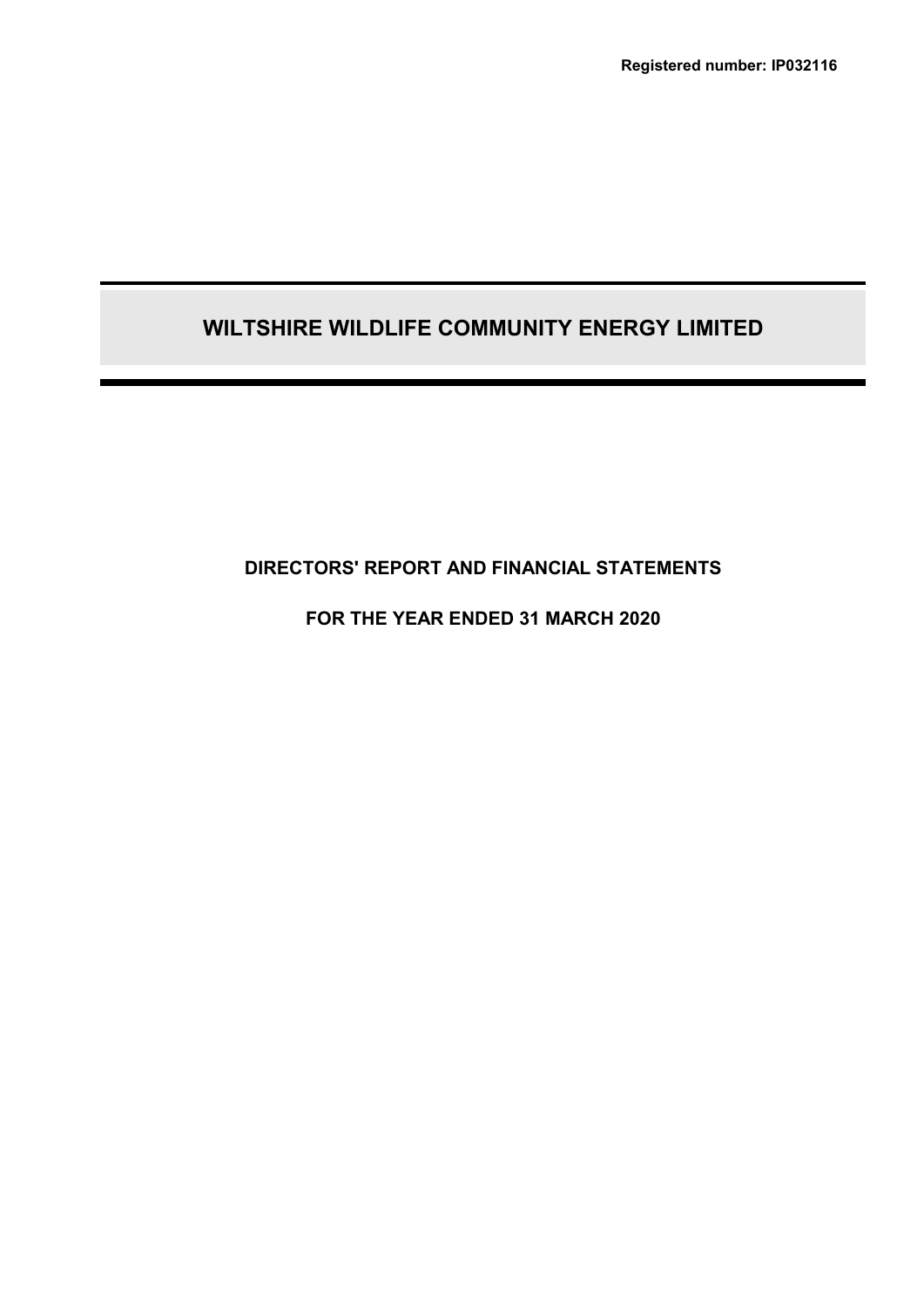**Registered number: IP032116**

# WILTSHIRE WILDLIFE COMMUNITY ENERGY LIMITED

## DIRECTORS' REPORT AND FINANCIAL STATEMENTS

## FOR THE YEAR ENDED 31 MARCH 2020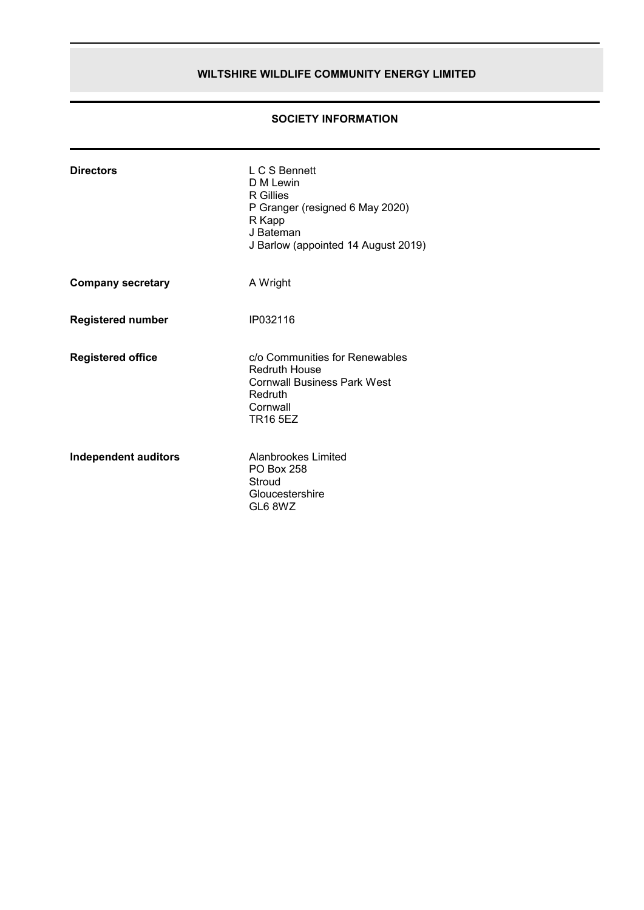# WILTSHIRE WILDLIFE COMMUNITY ENERGY LIMITED

## SOCIETY INFORMATION

| | |
|---|---|
| **Directors** | L C S Bennett<br>D M Lewin<br>R Gillies<br>P Granger (resigned 6 May 2020)<br>R Kapp<br>J Bateman<br>J Barlow (appointed 14 August 2019) |
| **Company secretary** | A Wright |
| **Registered number** | IP032116 |
| **Registered office** | c/o Communities for Renewables<br>Redruth House<br>Cornwall Business Park West<br>Redruth<br>Cornwall<br>TR16 5EZ |
| **Independent auditors** | Alanbrookes Limited<br>PO Box 258<br>Stroud<br>Gloucestershire<br>GL6 8WZ |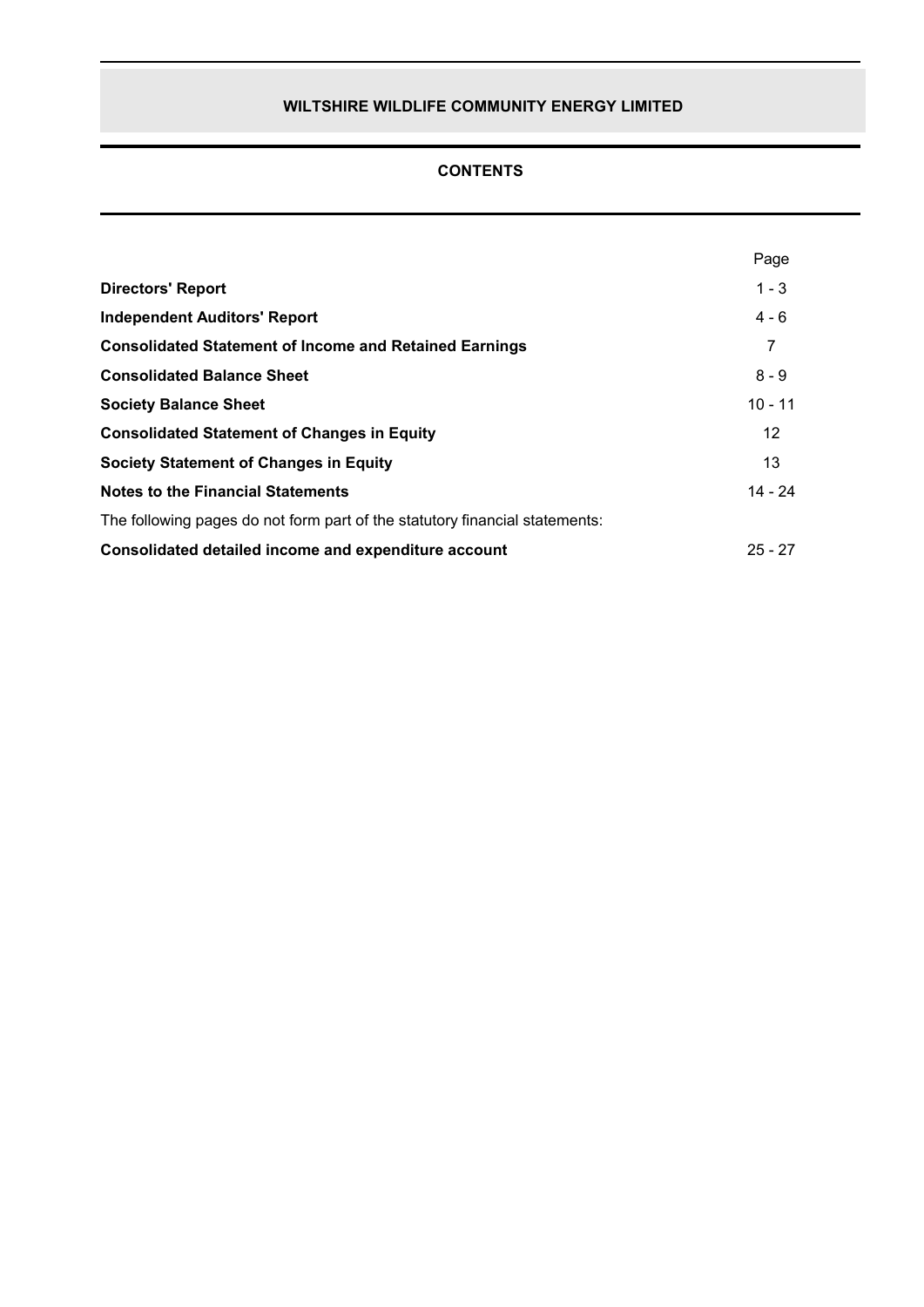# WILTSHIRE WILDLIFE COMMUNITY ENERGY LIMITED

## CONTENTS

| | Page |
|---|---|
| **Directors' Report** | 1 - 3 |
| **Independent Auditors' Report** | 4 - 6 |
| **Consolidated Statement of Income and Retained Earnings** | 7 |
| **Consolidated Balance Sheet** | 8 - 9 |
| **Society Balance Sheet** | 10 - 11 |
| **Consolidated Statement of Changes in Equity** | 12 |
| **Society Statement of Changes in Equity** | 13 |
| **Notes to the Financial Statements** | 14 - 24 |
| The following pages do not form part of the statutory financial statements: | |
| **Consolidated detailed income and expenditure account** | 25 - 27 |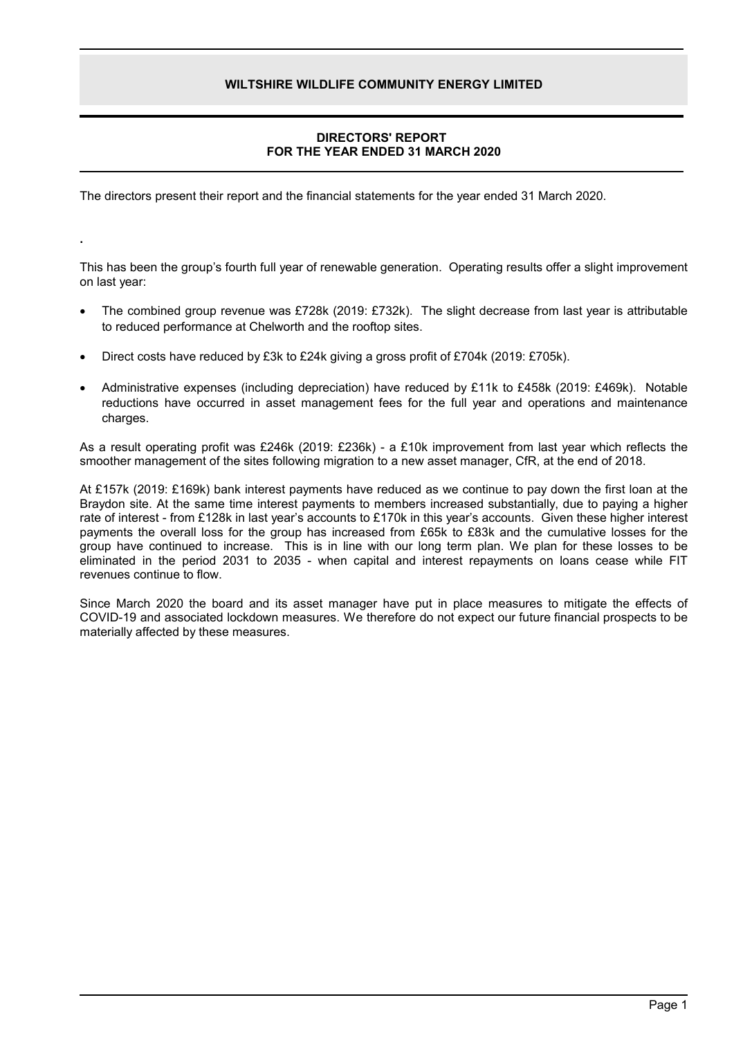# WILTSHIRE WILDLIFE COMMUNITY ENERGY LIMITED

## DIRECTORS' REPORT
## FOR THE YEAR ENDED 31 MARCH 2020

The directors present their report and the financial statements for the year ended 31 March 2020.

.

This has been the group's fourth full year of renewable generation. Operating results offer a slight improvement on last year:

- The combined group revenue was £728k (2019: £732k). The slight decrease from last year is attributable to reduced performance at Chelworth and the rooftop sites.
- Direct costs have reduced by £3k to £24k giving a gross profit of £704k (2019: £705k).
- Administrative expenses (including depreciation) have reduced by £11k to £458k (2019: £469k). Notable reductions have occurred in asset management fees for the full year and operations and maintenance charges.

As a result operating profit was £246k (2019: £236k) - a £10k improvement from last year which reflects the smoother management of the sites following migration to a new asset manager, CfR, at the end of 2018.

At £157k (2019: £169k) bank interest payments have reduced as we continue to pay down the first loan at the Braydon site. At the same time interest payments to members increased substantially, due to paying a higher rate of interest - from £128k in last year's accounts to £170k in this year's accounts. Given these higher interest payments the overall loss for the group has increased from £65k to £83k and the cumulative losses for the group have continued to increase. This is in line with our long term plan. We plan for these losses to be eliminated in the period 2031 to 2035 - when capital and interest repayments on loans cease while FIT revenues continue to flow.

Since March 2020 the board and its asset manager have put in place measures to mitigate the effects of COVID-19 and associated lockdown measures. We therefore do not expect our future financial prospects to be materially affected by these measures.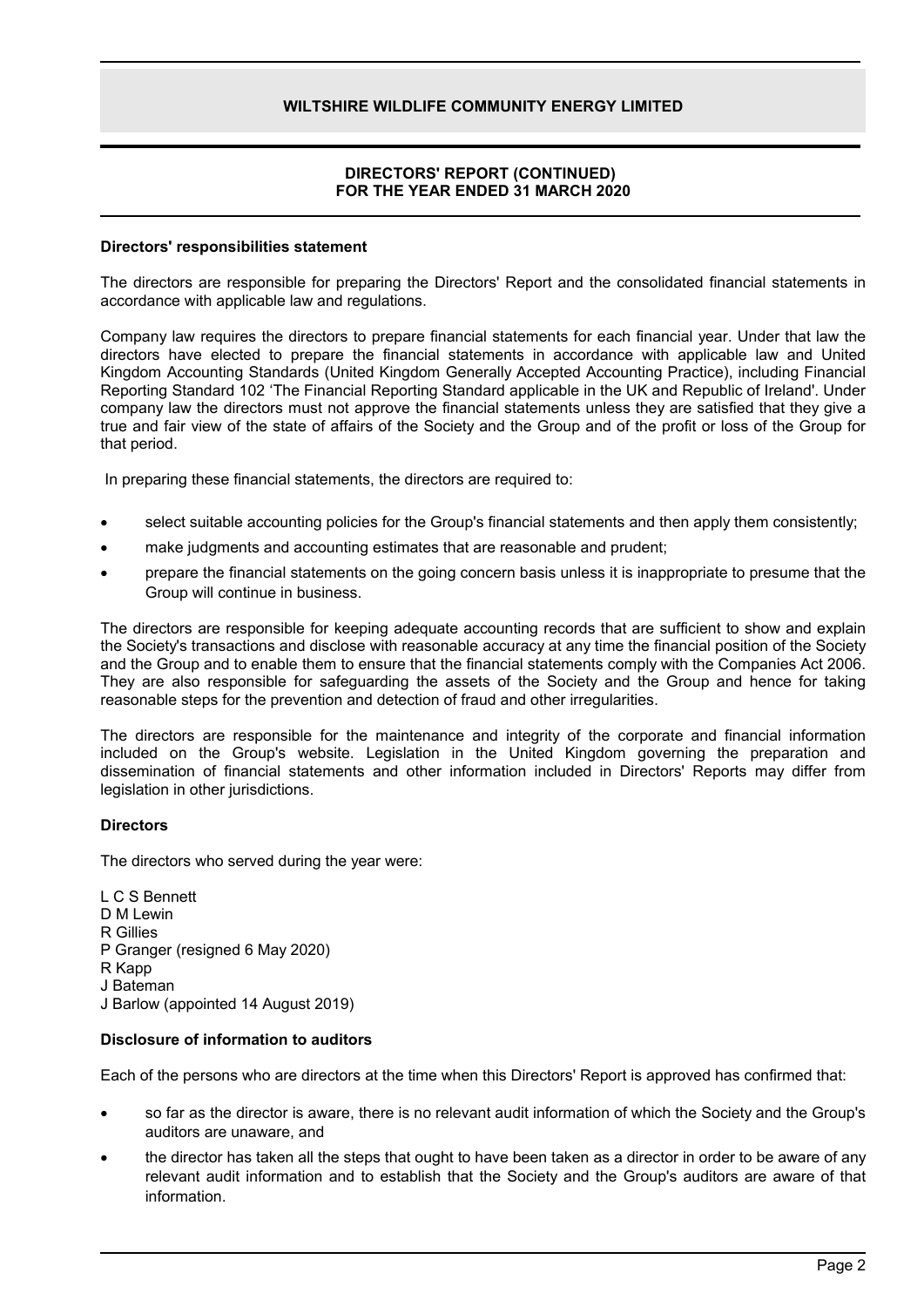## Directors' responsibilities statement

The directors are responsible for preparing the Directors' Report and the consolidated financial statements in accordance with applicable law and regulations.

Company law requires the directors to prepare financial statements for each financial year. Under that law the directors have elected to prepare the financial statements in accordance with applicable law and United Kingdom Accounting Standards (United Kingdom Generally Accepted Accounting Practice), including Financial Reporting Standard 102 'The Financial Reporting Standard applicable in the UK and Republic of Ireland'. Under company law the directors must not approve the financial statements unless they are satisfied that they give a true and fair view of the state of affairs of the Society and the Group and of the profit or loss of the Group for that period.

In preparing these financial statements, the directors are required to:

- select suitable accounting policies for the Group's financial statements and then apply them consistently;
- make judgments and accounting estimates that are reasonable and prudent;
- prepare the financial statements on the going concern basis unless it is inappropriate to presume that the Group will continue in business.

The directors are responsible for keeping adequate accounting records that are sufficient to show and explain the Society's transactions and disclose with reasonable accuracy at any time the financial position of the Society and the Group and to enable them to ensure that the financial statements comply with the Companies Act 2006. They are also responsible for safeguarding the assets of the Society and the Group and hence for taking reasonable steps for the prevention and detection of fraud and other irregularities.

The directors are responsible for the maintenance and integrity of the corporate and financial information included on the Group's website. Legislation in the United Kingdom governing the preparation and dissemination of financial statements and other information included in Directors' Reports may differ from legislation in other jurisdictions.

## Directors

The directors who served during the year were:

L C S Bennett
D M Lewin
R Gillies
P Granger (resigned 6 May 2020)
R Kapp
J Bateman
J Barlow (appointed 14 August 2019)

## Disclosure of information to auditors

Each of the persons who are directors at the time when this Directors' Report is approved has confirmed that:

- so far as the director is aware, there is no relevant audit information of which the Society and the Group's auditors are unaware, and
- the director has taken all the steps that ought to have been taken as a director in order to be aware of any relevant audit information and to establish that the Society and the Group's auditors are aware of that information.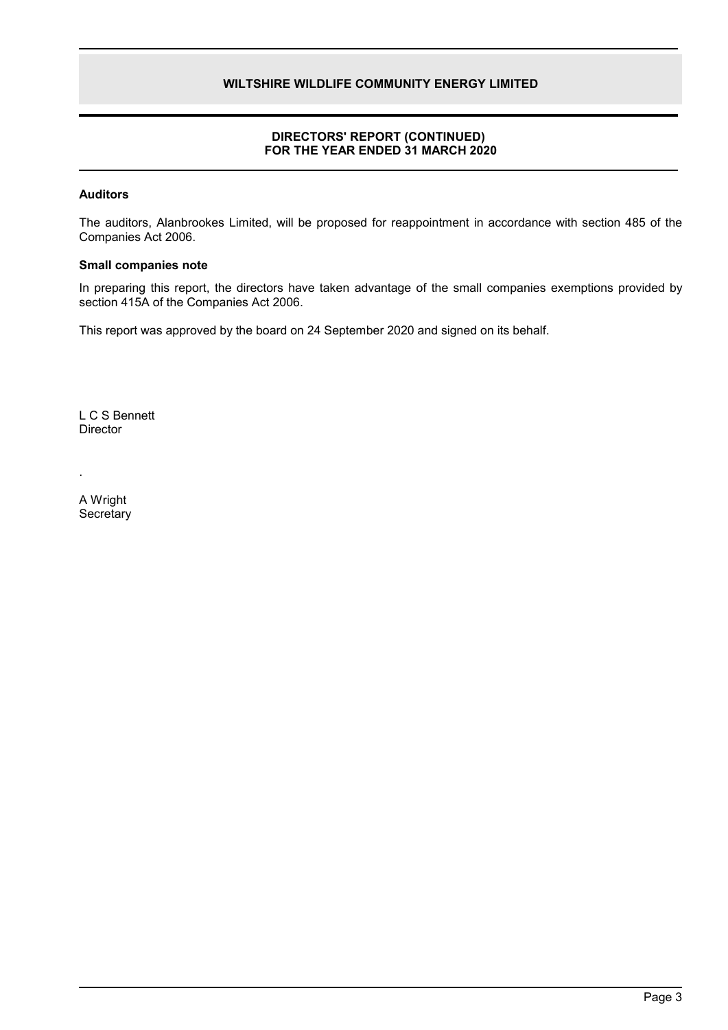## DIRECTORS' REPORT (CONTINUED)
## FOR THE YEAR ENDED 31 MARCH 2020

### Auditors

The auditors, Alanbrookes Limited, will be proposed for reappointment in accordance with section 485 of the Companies Act 2006.

### Small companies note

In preparing this report, the directors have taken advantage of the small companies exemptions provided by section 415A of the Companies Act 2006.

This report was approved by the board on 24 September 2020 and signed on its behalf.

L C S Bennett
Director

.

A Wright
Secretary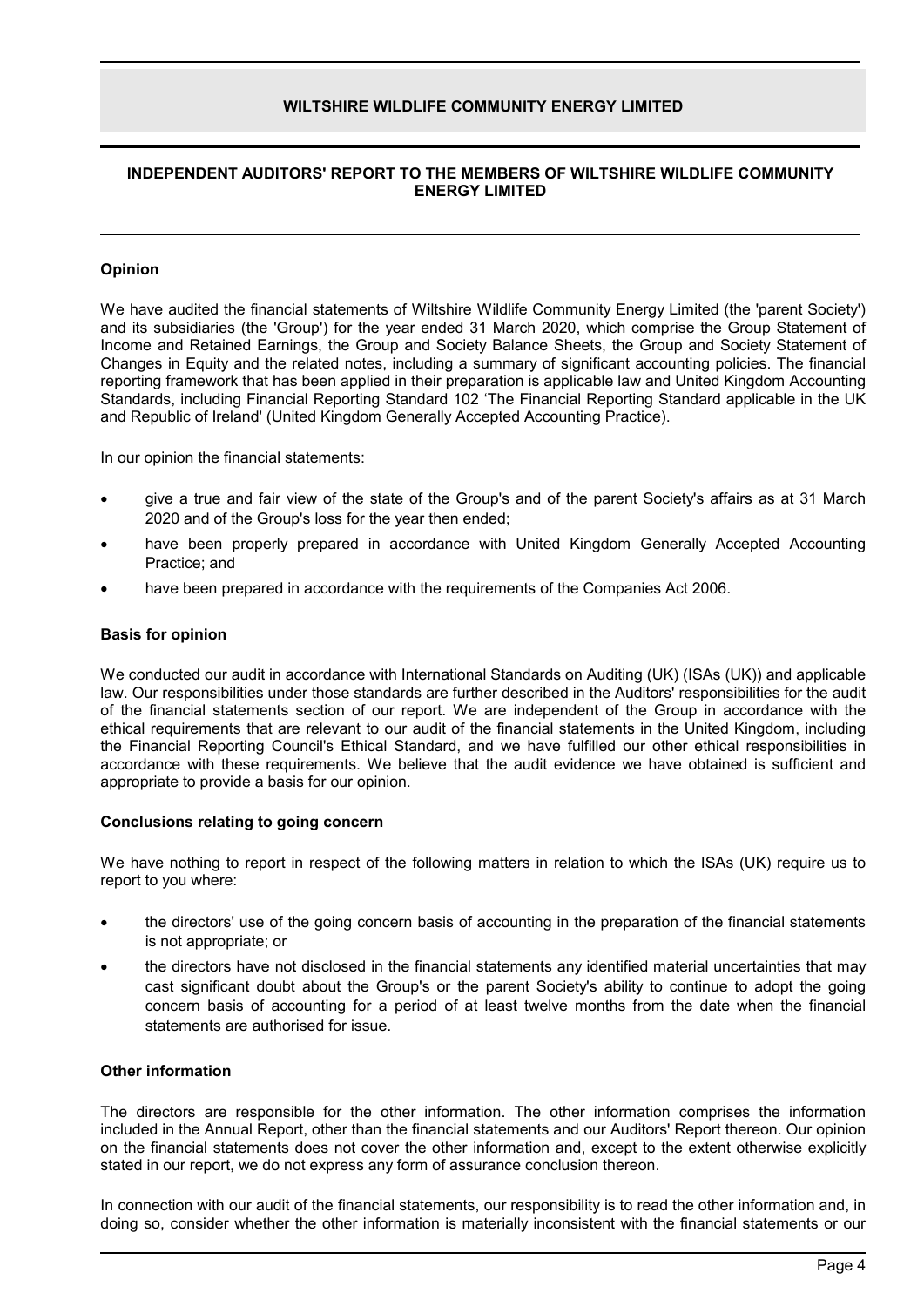## INDEPENDENT AUDITORS' REPORT TO THE MEMBERS OF WILTSHIRE WILDLIFE COMMUNITY ENERGY LIMITED

### Opinion

We have audited the financial statements of Wiltshire Wildlife Community Energy Limited (the 'parent Society') and its subsidiaries (the 'Group') for the year ended 31 March 2020, which comprise the Group Statement of Income and Retained Earnings, the Group and Society Balance Sheets, the Group and Society Statement of Changes in Equity and the related notes, including a summary of significant accounting policies. The financial reporting framework that has been applied in their preparation is applicable law and United Kingdom Accounting Standards, including Financial Reporting Standard 102 'The Financial Reporting Standard applicable in the UK and Republic of Ireland' (United Kingdom Generally Accepted Accounting Practice).

In our opinion the financial statements:

- give a true and fair view of the state of the Group's and of the parent Society's affairs as at 31 March 2020 and of the Group's loss for the year then ended;
- have been properly prepared in accordance with United Kingdom Generally Accepted Accounting Practice; and
- have been prepared in accordance with the requirements of the Companies Act 2006.

### Basis for opinion

We conducted our audit in accordance with International Standards on Auditing (UK) (ISAs (UK)) and applicable law. Our responsibilities under those standards are further described in the Auditors' responsibilities for the audit of the financial statements section of our report. We are independent of the Group in accordance with the ethical requirements that are relevant to our audit of the financial statements in the United Kingdom, including the Financial Reporting Council's Ethical Standard, and we have fulfilled our other ethical responsibilities in accordance with these requirements. We believe that the audit evidence we have obtained is sufficient and appropriate to provide a basis for our opinion.

### Conclusions relating to going concern

We have nothing to report in respect of the following matters in relation to which the ISAs (UK) require us to report to you where:

- the directors' use of the going concern basis of accounting in the preparation of the financial statements is not appropriate; or
- the directors have not disclosed in the financial statements any identified material uncertainties that may cast significant doubt about the Group's or the parent Society's ability to continue to adopt the going concern basis of accounting for a period of at least twelve months from the date when the financial statements are authorised for issue.

### Other information

The directors are responsible for the other information. The other information comprises the information included in the Annual Report, other than the financial statements and our Auditors' Report thereon. Our opinion on the financial statements does not cover the other information and, except to the extent otherwise explicitly stated in our report, we do not express any form of assurance conclusion thereon.

In connection with our audit of the financial statements, our responsibility is to read the other information and, in doing so, consider whether the other information is materially inconsistent with the financial statements or our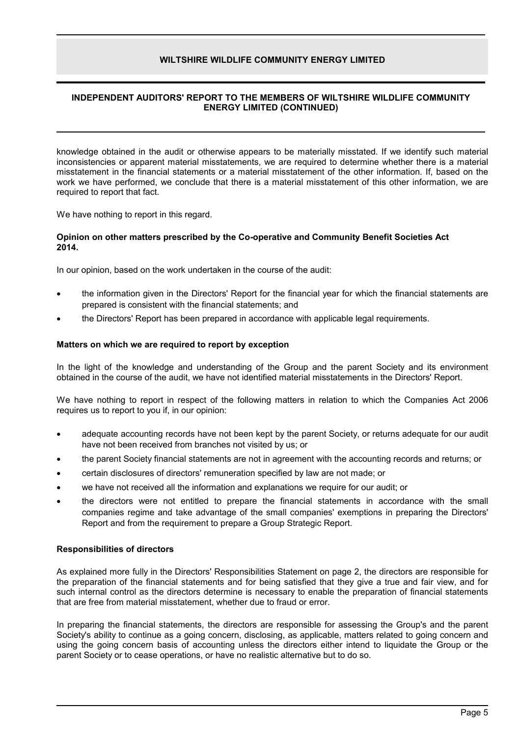knowledge obtained in the audit or otherwise appears to be materially misstated. If we identify such material inconsistencies or apparent material misstatements, we are required to determine whether there is a material misstatement in the financial statements or a material misstatement of the other information. If, based on the work we have performed, we conclude that there is a material misstatement of this other information, we are required to report that fact.

We have nothing to report in this regard.

**Opinion on other matters prescribed by the Co-operative and Community Benefit Societies Act 2014.**

In our opinion, based on the work undertaken in the course of the audit:

- the information given in the Directors' Report for the financial year for which the financial statements are prepared is consistent with the financial statements; and
- the Directors' Report has been prepared in accordance with applicable legal requirements.

**Matters on which we are required to report by exception**

In the light of the knowledge and understanding of the Group and the parent Society and its environment obtained in the course of the audit, we have not identified material misstatements in the Directors' Report.

We have nothing to report in respect of the following matters in relation to which the Companies Act 2006 requires us to report to you if, in our opinion:

- adequate accounting records have not been kept by the parent Society, or returns adequate for our audit have not been received from branches not visited by us; or
- the parent Society financial statements are not in agreement with the accounting records and returns; or
- certain disclosures of directors' remuneration specified by law are not made; or
- we have not received all the information and explanations we require for our audit; or
- the directors were not entitled to prepare the financial statements in accordance with the small companies regime and take advantage of the small companies' exemptions in preparing the Directors' Report and from the requirement to prepare a Group Strategic Report.

**Responsibilities of directors**

As explained more fully in the Directors' Responsibilities Statement on page 2, the directors are responsible for the preparation of the financial statements and for being satisfied that they give a true and fair view, and for such internal control as the directors determine is necessary to enable the preparation of financial statements that are free from material misstatement, whether due to fraud or error.

In preparing the financial statements, the directors are responsible for assessing the Group's and the parent Society's ability to continue as a going concern, disclosing, as applicable, matters related to going concern and using the going concern basis of accounting unless the directors either intend to liquidate the Group or the parent Society or to cease operations, or have no realistic alternative but to do so.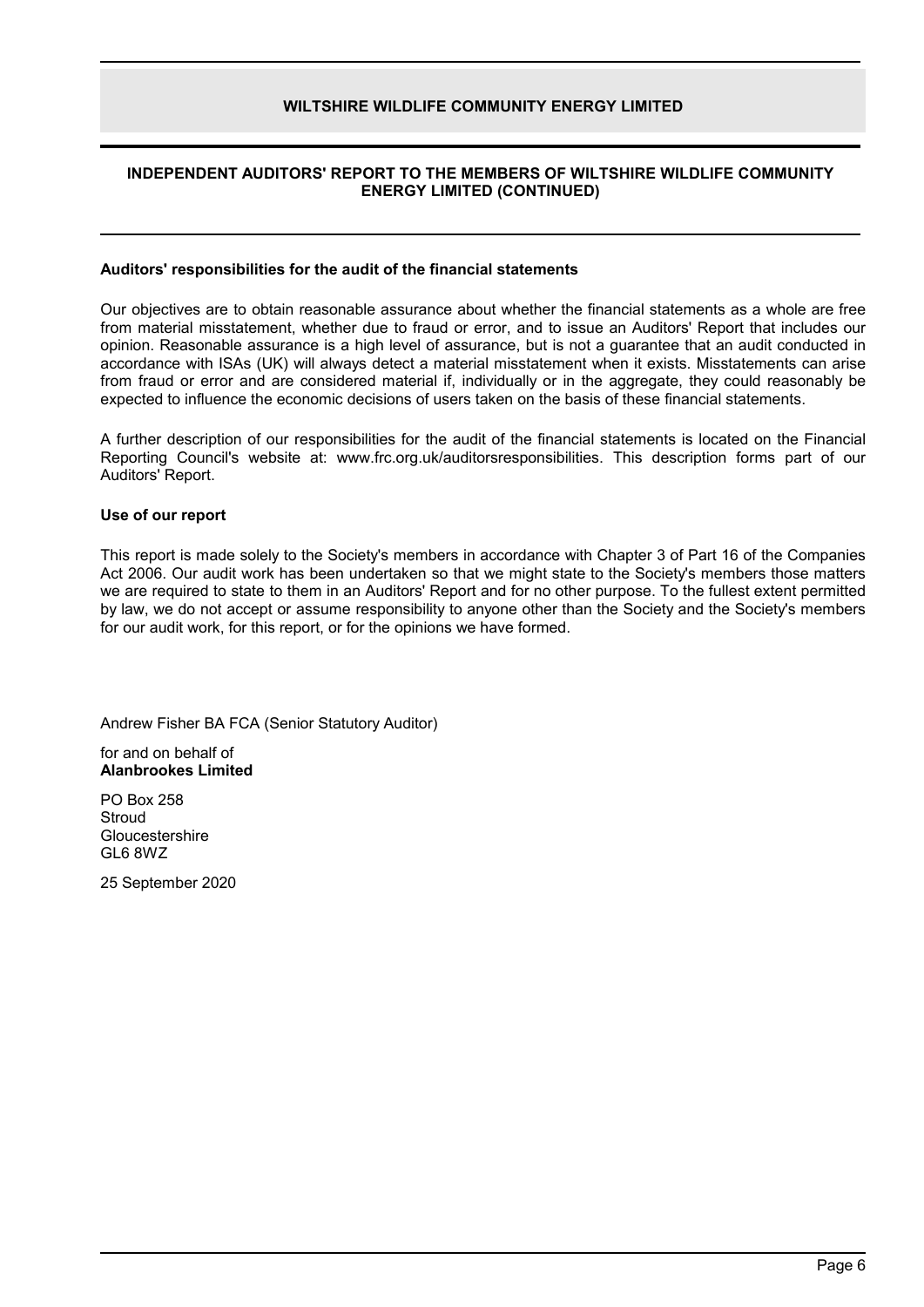## INDEPENDENT AUDITORS' REPORT TO THE MEMBERS OF WILTSHIRE WILDLIFE COMMUNITY ENERGY LIMITED (CONTINUED)

### Auditors' responsibilities for the audit of the financial statements

Our objectives are to obtain reasonable assurance about whether the financial statements as a whole are free from material misstatement, whether due to fraud or error, and to issue an Auditors' Report that includes our opinion. Reasonable assurance is a high level of assurance, but is not a guarantee that an audit conducted in accordance with ISAs (UK) will always detect a material misstatement when it exists. Misstatements can arise from fraud or error and are considered material if, individually or in the aggregate, they could reasonably be expected to influence the economic decisions of users taken on the basis of these financial statements.

A further description of our responsibilities for the audit of the financial statements is located on the Financial Reporting Council's website at: www.frc.org.uk/auditorsresponsibilities. This description forms part of our Auditors' Report.

### Use of our report

This report is made solely to the Society's members in accordance with Chapter 3 of Part 16 of the Companies Act 2006. Our audit work has been undertaken so that we might state to the Society's members those matters we are required to state to them in an Auditors' Report and for no other purpose. To the fullest extent permitted by law, we do not accept or assume responsibility to anyone other than the Society and the Society's members for our audit work, for this report, or for the opinions we have formed.

Andrew Fisher BA FCA (Senior Statutory Auditor)

for and on behalf of
**Alanbrookes Limited**

PO Box 258
Stroud
Gloucestershire
GL6 8WZ

25 September 2020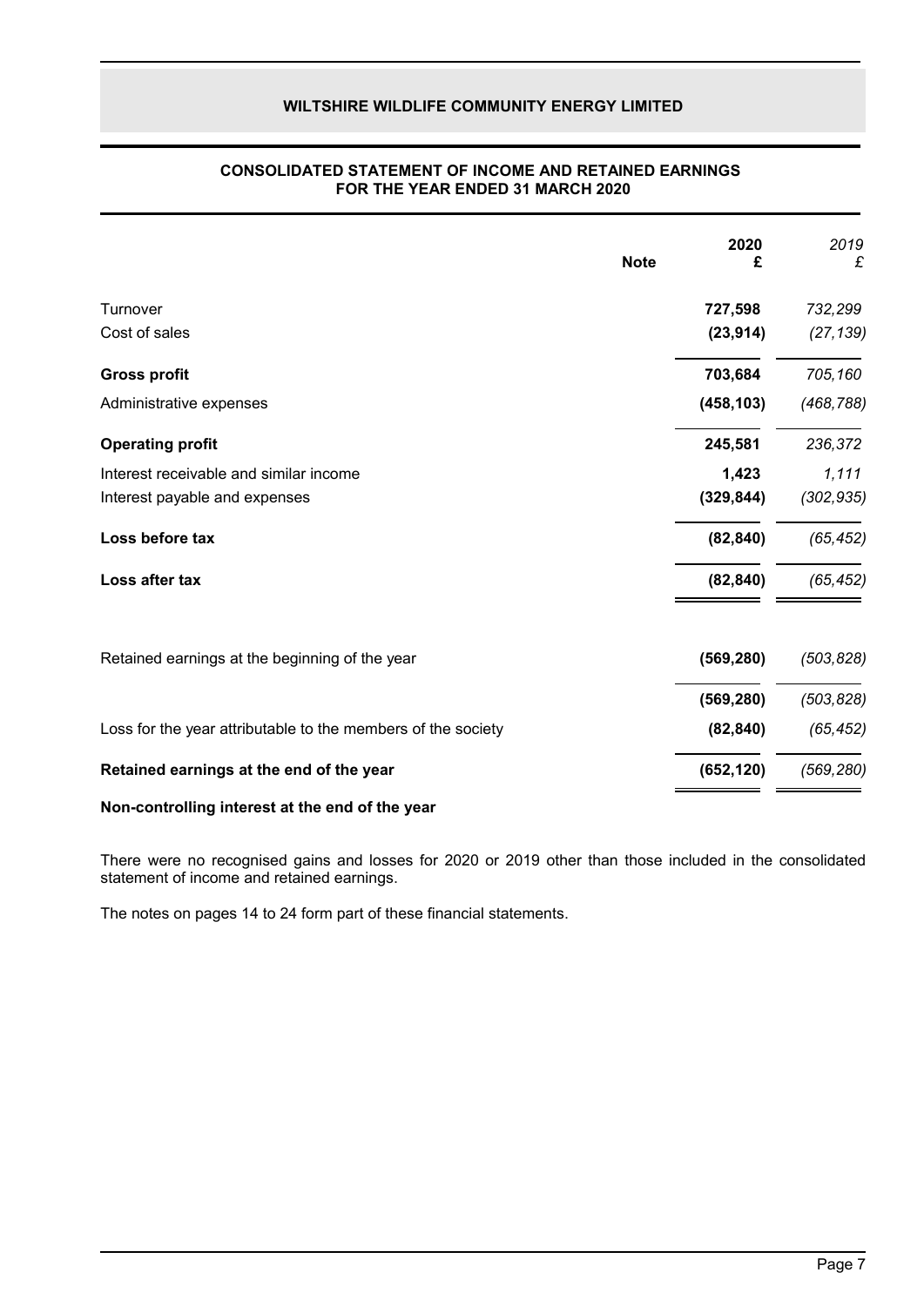# WILTSHIRE WILDLIFE COMMUNITY ENERGY LIMITED

## CONSOLIDATED STATEMENT OF INCOME AND RETAINED EARNINGS FOR THE YEAR ENDED 31 MARCH 2020

| | Note | 2020 £ | *2019 £* |
|---|---|---|---|
| Turnover | | **727,598** | *732,299* |
| Cost of sales | | **(23,914)** | *(27,139)* |
| **Gross profit** | | **703,684** | *705,160* |
| Administrative expenses | | **(458,103)** | *(468,788)* |
| **Operating profit** | | **245,581** | *236,372* |
| Interest receivable and similar income | | **1,423** | *1,111* |
| Interest payable and expenses | | **(329,844)** | *(302,935)* |
| **Loss before tax** | | **(82,840)** | *(65,452)* |
| **Loss after tax** | | **(82,840)** | *(65,452)* |
| | | | |
| Retained earnings at the beginning of the year | | **(569,280)** | *(503,828)* |
| | | **(569,280)** | *(503,828)* |
| Loss for the year attributable to the members of the society | | **(82,840)** | *(65,452)* |
| **Retained earnings at the end of the year** | | **(652,120)** | *(569,280)* |
| **Non-controlling interest at the end of the year** | | | |

There were no recognised gains and losses for 2020 or 2019 other than those included in the consolidated statement of income and retained earnings.

The notes on pages 14 to 24 form part of these financial statements.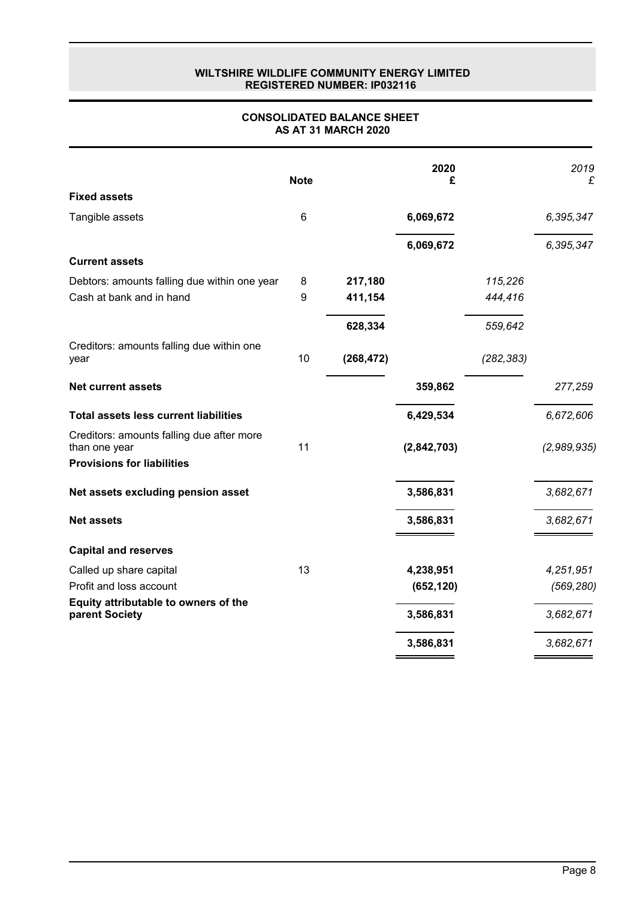**WILTSHIRE WILDLIFE COMMUNITY ENERGY LIMITED**
**REGISTERED NUMBER: IP032116**

## CONSOLIDATED BALANCE SHEET
## AS AT 31 MARCH 2020

| | Note | | 2020 £ | | *2019 £* |
|---|---|---|---|---|---|
| **Fixed assets** | | | | | |
| Tangible assets | 6 | | **6,069,672** | | *6,395,347* |
| | | | **6,069,672** | | *6,395,347* |
| **Current assets** | | | | | |
| Debtors: amounts falling due within one year | 8 | **217,180** | | *115,226* | |
| Cash at bank and in hand | 9 | **411,154** | | *444,416* | |
| | | **628,334** | | *559,642* | |
| Creditors: amounts falling due within one year | 10 | **(268,472)** | | *(282,383)* | |
| **Net current assets** | | | **359,862** | | *277,259* |
| **Total assets less current liabilities** | | | **6,429,534** | | *6,672,606* |
| Creditors: amounts falling due after more than one year | 11 | | **(2,842,703)** | | *(2,989,935)* |
| **Provisions for liabilities** | | | | | |
| **Net assets excluding pension asset** | | | **3,586,831** | | *3,682,671* |
| **Net assets** | | | **3,586,831** | | *3,682,671* |
| **Capital and reserves** | | | | | |
| Called up share capital | 13 | | **4,238,951** | | *4,251,951* |
| Profit and loss account | | | **(652,120)** | | *(569,280)* |
| **Equity attributable to owners of the parent Society** | | | **3,586,831** | | *3,682,671* |
| | | | **3,586,831** | | *3,682,671* |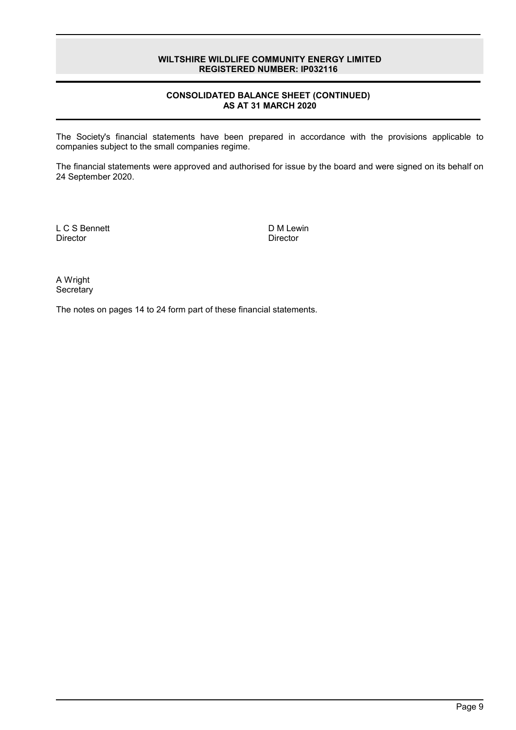# WILTSHIRE WILDLIFE COMMUNITY ENERGY LIMITED
## REGISTERED NUMBER: IP032116

## CONSOLIDATED BALANCE SHEET (CONTINUED)
## AS AT 31 MARCH 2020

The Society's financial statements have been prepared in accordance with the provisions applicable to companies subject to the small companies regime.

The financial statements were approved and authorised for issue by the board and were signed on its behalf on 24 September 2020.

L C S Bennett
Director

D M Lewin
Director

A Wright
Secretary

The notes on pages 14 to 24 form part of these financial statements.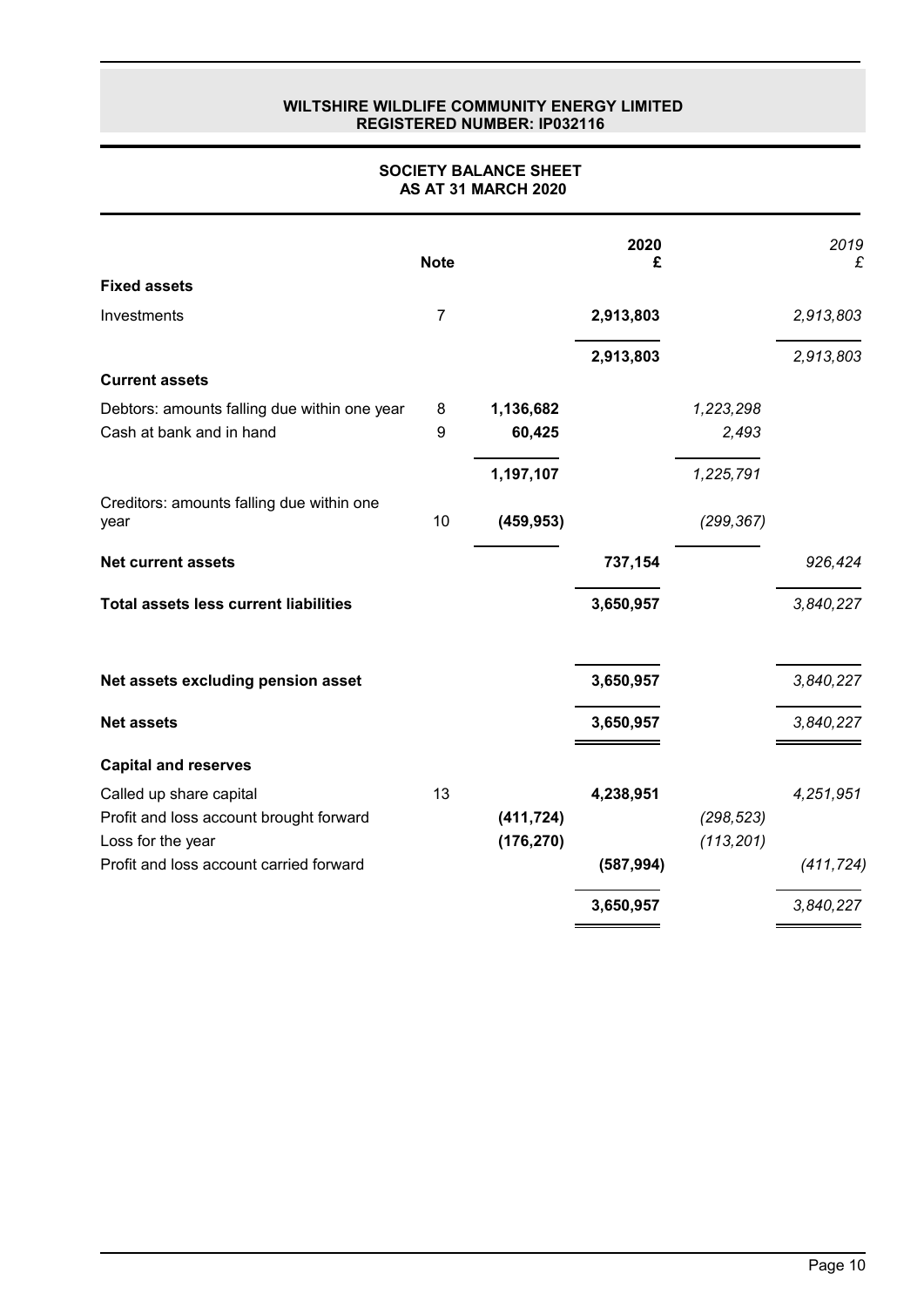**WILTSHIRE WILDLIFE COMMUNITY ENERGY LIMITED**
**REGISTERED NUMBER: IP032116**

## SOCIETY BALANCE SHEET
## AS AT 31 MARCH 2020

| | Note | | 2020 £ | | 2019 £ |
|---|---|---|---|---|---|
| **Fixed assets** | | | | | |
| Investments | 7 | | **2,913,803** | | *2,913,803* |
| | | | **2,913,803** | | *2,913,803* |
| **Current assets** | | | | | |
| Debtors: amounts falling due within one year | 8 | **1,136,682** | | *1,223,298* | |
| Cash at bank and in hand | 9 | **60,425** | | *2,493* | |
| | | **1,197,107** | | *1,225,791* | |
| Creditors: amounts falling due within one year | 10 | **(459,953)** | | *(299,367)* | |
| **Net current assets** | | | **737,154** | | *926,424* |
| **Total assets less current liabilities** | | | **3,650,957** | | *3,840,227* |
| **Net assets excluding pension asset** | | | **3,650,957** | | *3,840,227* |
| **Net assets** | | | **3,650,957** | | *3,840,227* |
| **Capital and reserves** | | | | | |
| Called up share capital | 13 | | **4,238,951** | | *4,251,951* |
| Profit and loss account brought forward | | **(411,724)** | | *(298,523)* | |
| Loss for the year | | **(176,270)** | | *(113,201)* | |
| Profit and loss account carried forward | | | **(587,994)** | | *(411,724)* |
| | | | **3,650,957** | | *3,840,227* |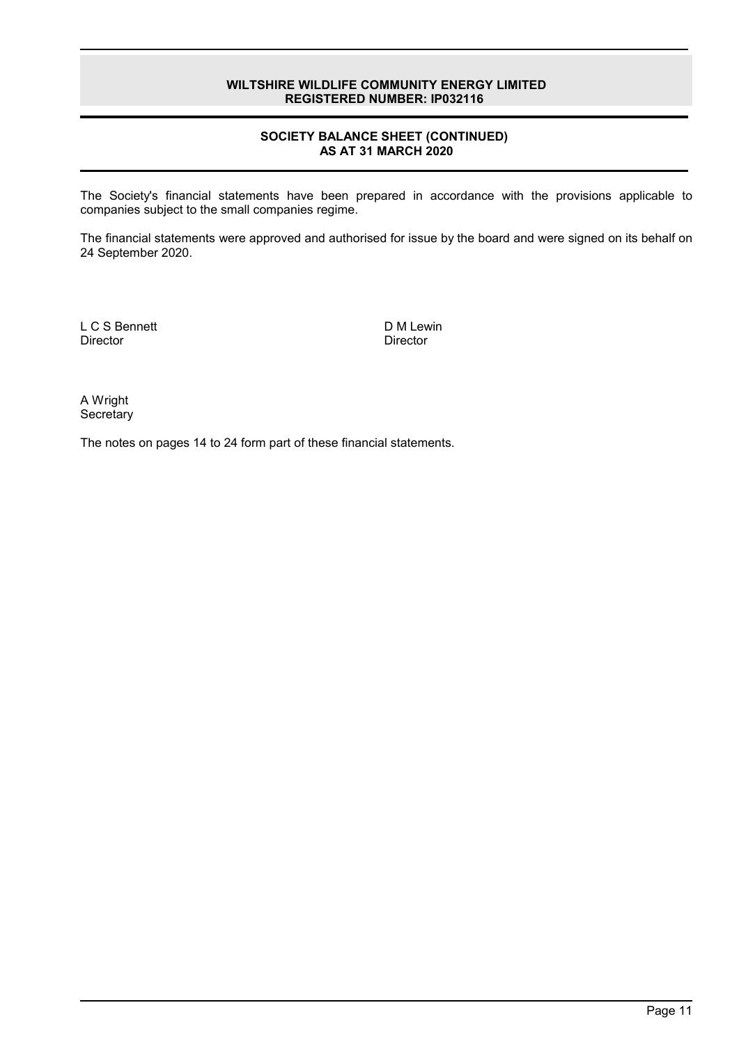## SOCIETY BALANCE SHEET (CONTINUED)
## AS AT 31 MARCH 2020

The Society's financial statements have been prepared in accordance with the provisions applicable to companies subject to the small companies regime.

The financial statements were approved and authorised for issue by the board and were signed on its behalf on 24 September 2020.

L C S Bennett
Director

D M Lewin
Director

A Wright
Secretary

The notes on pages 14 to 24 form part of these financial statements.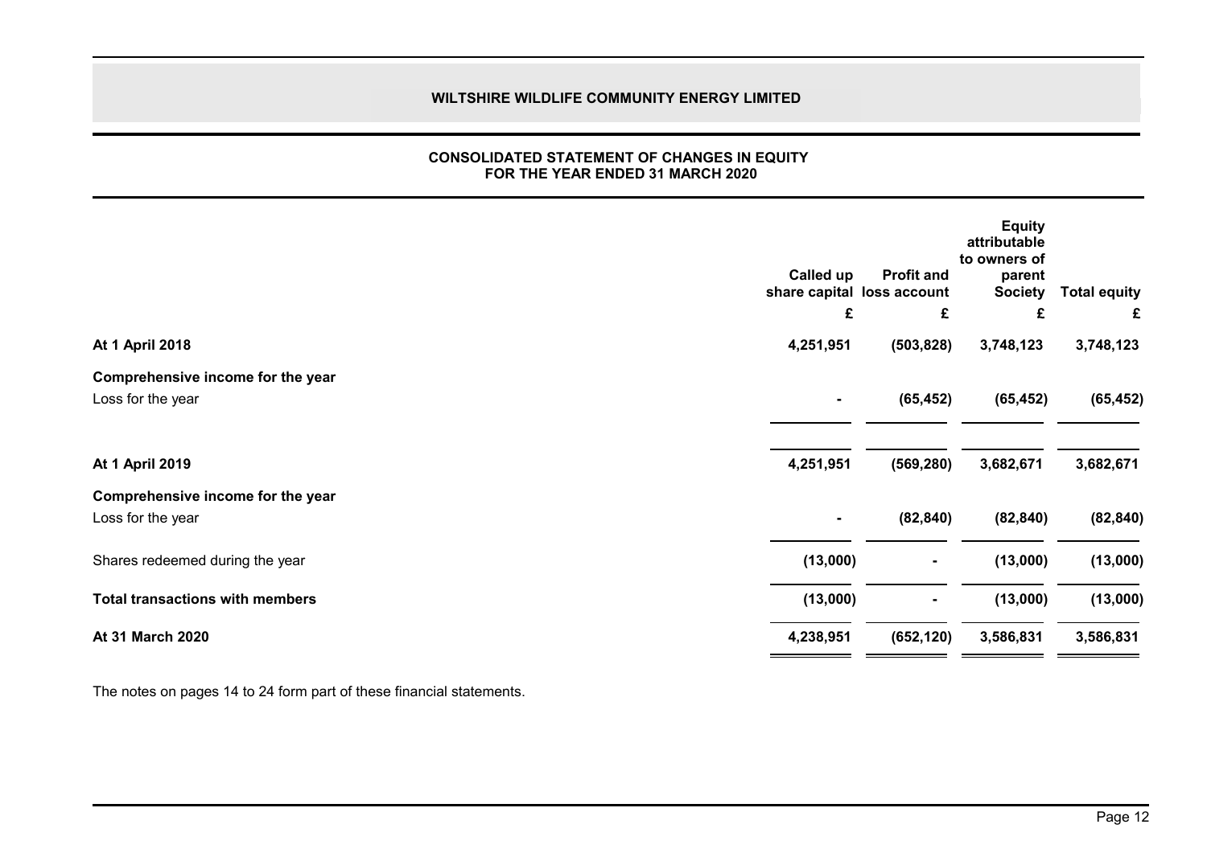# WILTSHIRE WILDLIFE COMMUNITY ENERGY LIMITED

## CONSOLIDATED STATEMENT OF CHANGES IN EQUITY
## FOR THE YEAR ENDED 31 MARCH 2020

| | Called up share capital | Profit and loss account | Equity attributable to owners of parent Society | Total equity |
|---|---|---|---|---|
| | £ | £ | £ | £ |
| **At 1 April 2018** | **4,251,951** | **(503,828)** | **3,748,123** | **3,748,123** |
| **Comprehensive income for the year** | | | | |
| Loss for the year | - | (65,452) | (65,452) | (65,452) |
| **At 1 April 2019** | **4,251,951** | **(569,280)** | **3,682,671** | **3,682,671** |
| **Comprehensive income for the year** | | | | |
| Loss for the year | - | (82,840) | (82,840) | (82,840) |
| Shares redeemed during the year | (13,000) | - | (13,000) | (13,000) |
| **Total transactions with members** | **(13,000)** | **-** | **(13,000)** | **(13,000)** |
| **At 31 March 2020** | **4,238,951** | **(652,120)** | **3,586,831** | **3,586,831** |

The notes on pages 14 to 24 form part of these financial statements.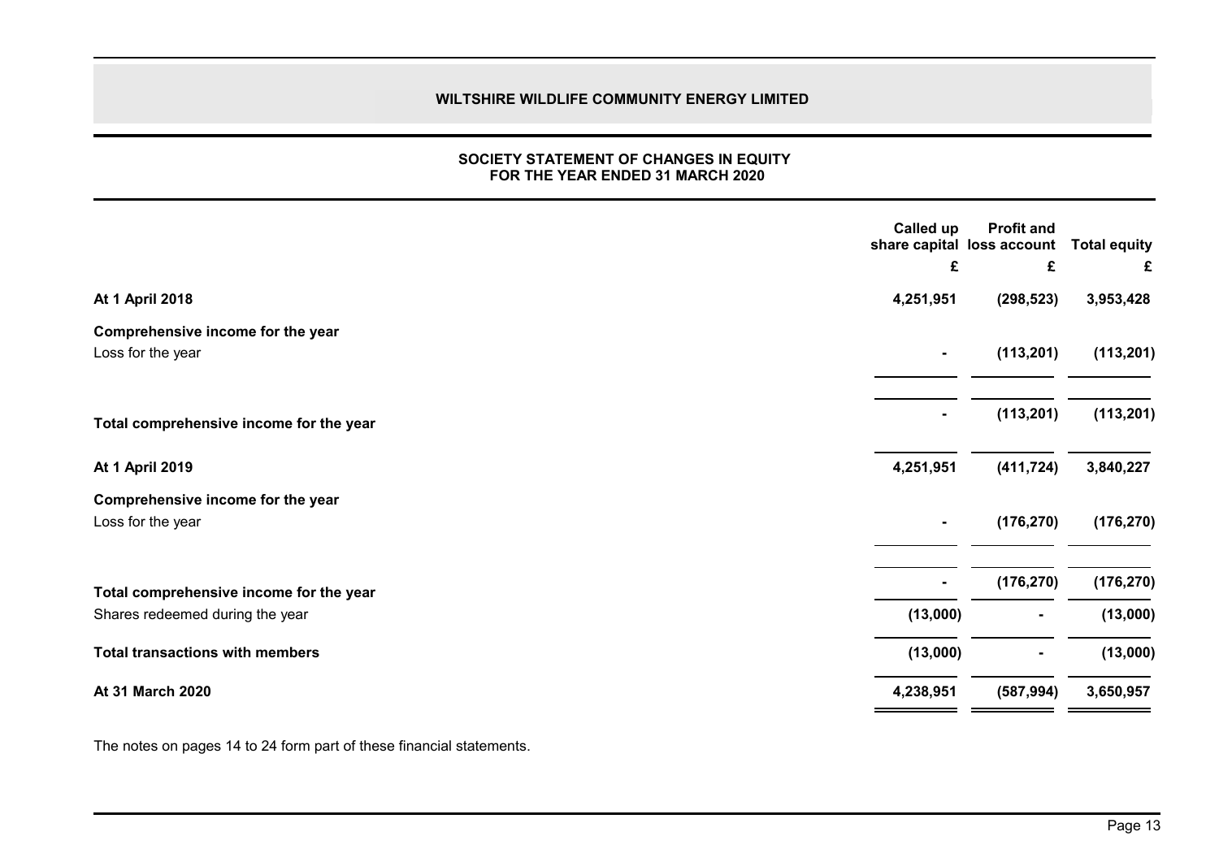# WILTSHIRE WILDLIFE COMMUNITY ENERGY LIMITED

## SOCIETY STATEMENT OF CHANGES IN EQUITY
## FOR THE YEAR ENDED 31 MARCH 2020

| | Called up share capital | Profit and loss account | Total equity |
|---|---|---|---|
| | £ | £ | £ |
| **At 1 April 2018** | **4,251,951** | **(298,523)** | **3,953,428** |
| **Comprehensive income for the year** | | | |
| Loss for the year | - | (113,201) | (113,201) |
| **Total comprehensive income for the year** | - | (113,201) | (113,201) |
| **At 1 April 2019** | **4,251,951** | **(411,724)** | **3,840,227** |
| **Comprehensive income for the year** | | | |
| Loss for the year | - | (176,270) | (176,270) |
| **Total comprehensive income for the year** | - | (176,270) | (176,270) |
| Shares redeemed during the year | (13,000) | - | (13,000) |
| **Total transactions with members** | (13,000) | - | (13,000) |
| **At 31 March 2020** | **4,238,951** | **(587,994)** | **3,650,957** |

The notes on pages 14 to 24 form part of these financial statements.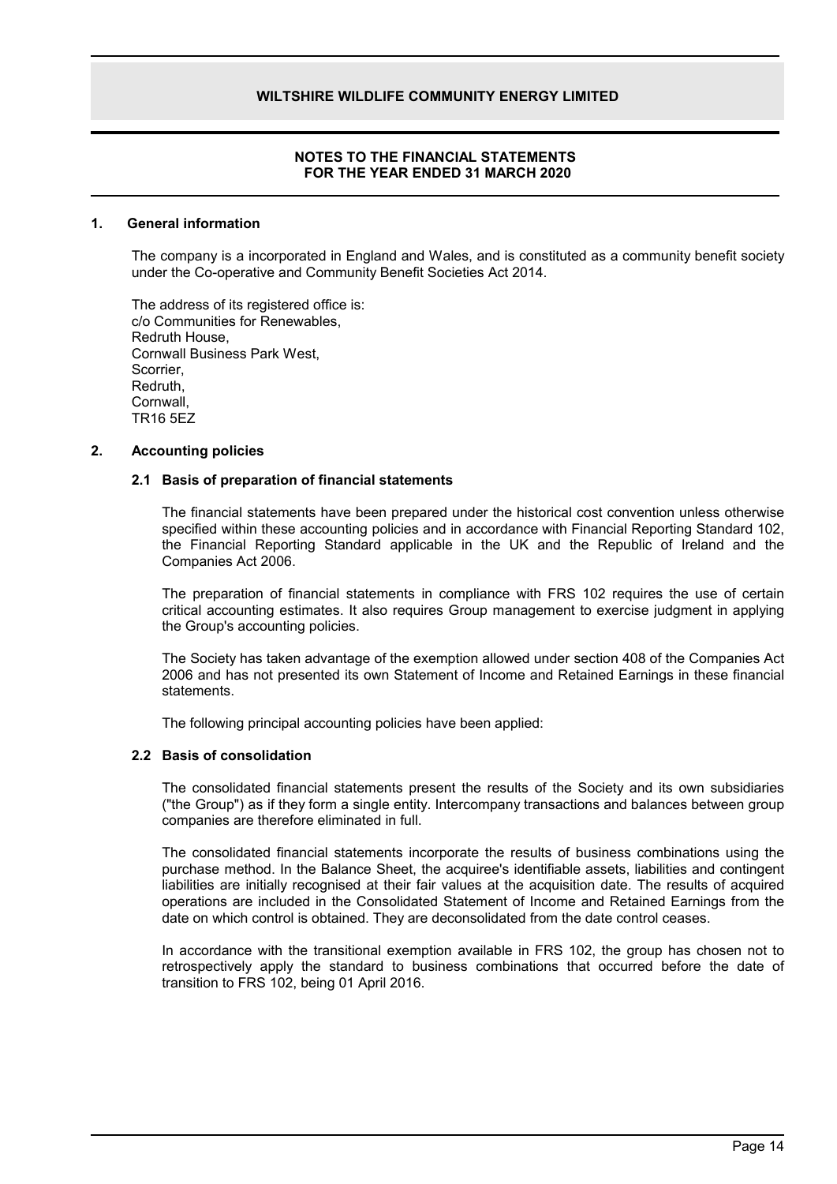# WILTSHIRE WILDLIFE COMMUNITY ENERGY LIMITED

## NOTES TO THE FINANCIAL STATEMENTS FOR THE YEAR ENDED 31 MARCH 2020

### 1. General information

The company is a incorporated in England and Wales, and is constituted as a community benefit society under the Co-operative and Community Benefit Societies Act 2014.

The address of its registered office is:
c/o Communities for Renewables,
Redruth House,
Cornwall Business Park West,
Scorrier,
Redruth,
Cornwall,
TR16 5EZ

### 2. Accounting policies

#### 2.1 Basis of preparation of financial statements

The financial statements have been prepared under the historical cost convention unless otherwise specified within these accounting policies and in accordance with Financial Reporting Standard 102, the Financial Reporting Standard applicable in the UK and the Republic of Ireland and the Companies Act 2006.

The preparation of financial statements in compliance with FRS 102 requires the use of certain critical accounting estimates. It also requires Group management to exercise judgment in applying the Group's accounting policies.

The Society has taken advantage of the exemption allowed under section 408 of the Companies Act 2006 and has not presented its own Statement of Income and Retained Earnings in these financial statements.

The following principal accounting policies have been applied:

#### 2.2 Basis of consolidation

The consolidated financial statements present the results of the Society and its own subsidiaries ("the Group") as if they form a single entity. Intercompany transactions and balances between group companies are therefore eliminated in full.

The consolidated financial statements incorporate the results of business combinations using the purchase method. In the Balance Sheet, the acquiree's identifiable assets, liabilities and contingent liabilities are initially recognised at their fair values at the acquisition date. The results of acquired operations are included in the Consolidated Statement of Income and Retained Earnings from the date on which control is obtained. They are deconsolidated from the date control ceases.

In accordance with the transitional exemption available in FRS 102, the group has chosen not to retrospectively apply the standard to business combinations that occurred before the date of transition to FRS 102, being 01 April 2016.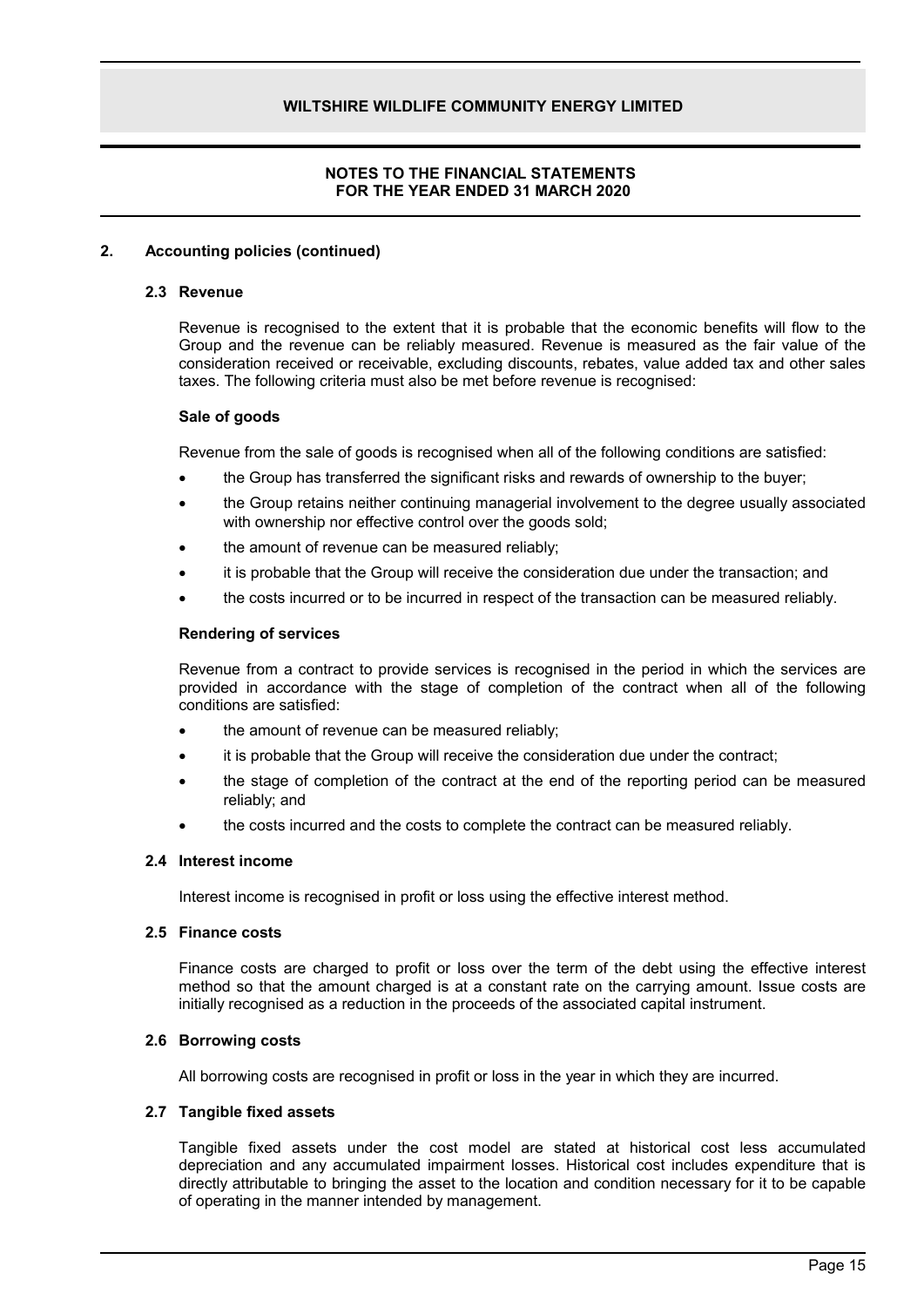## NOTES TO THE FINANCIAL STATEMENTS FOR THE YEAR ENDED 31 MARCH 2020

### 2. Accounting policies (continued)

#### 2.3 Revenue

Revenue is recognised to the extent that it is probable that the economic benefits will flow to the Group and the revenue can be reliably measured. Revenue is measured as the fair value of the consideration received or receivable, excluding discounts, rebates, value added tax and other sales taxes. The following criteria must also be met before revenue is recognised:

**Sale of goods**

Revenue from the sale of goods is recognised when all of the following conditions are satisfied:

- the Group has transferred the significant risks and rewards of ownership to the buyer;
- the Group retains neither continuing managerial involvement to the degree usually associated with ownership nor effective control over the goods sold;
- the amount of revenue can be measured reliably;
- it is probable that the Group will receive the consideration due under the transaction; and
- the costs incurred or to be incurred in respect of the transaction can be measured reliably.

**Rendering of services**

Revenue from a contract to provide services is recognised in the period in which the services are provided in accordance with the stage of completion of the contract when all of the following conditions are satisfied:

- the amount of revenue can be measured reliably;
- it is probable that the Group will receive the consideration due under the contract;
- the stage of completion of the contract at the end of the reporting period can be measured reliably; and
- the costs incurred and the costs to complete the contract can be measured reliably.

#### 2.4 Interest income

Interest income is recognised in profit or loss using the effective interest method.

#### 2.5 Finance costs

Finance costs are charged to profit or loss over the term of the debt using the effective interest method so that the amount charged is at a constant rate on the carrying amount. Issue costs are initially recognised as a reduction in the proceeds of the associated capital instrument.

#### 2.6 Borrowing costs

All borrowing costs are recognised in profit or loss in the year in which they are incurred.

#### 2.7 Tangible fixed assets

Tangible fixed assets under the cost model are stated at historical cost less accumulated depreciation and any accumulated impairment losses. Historical cost includes expenditure that is directly attributable to bringing the asset to the location and condition necessary for it to be capable of operating in the manner intended by management.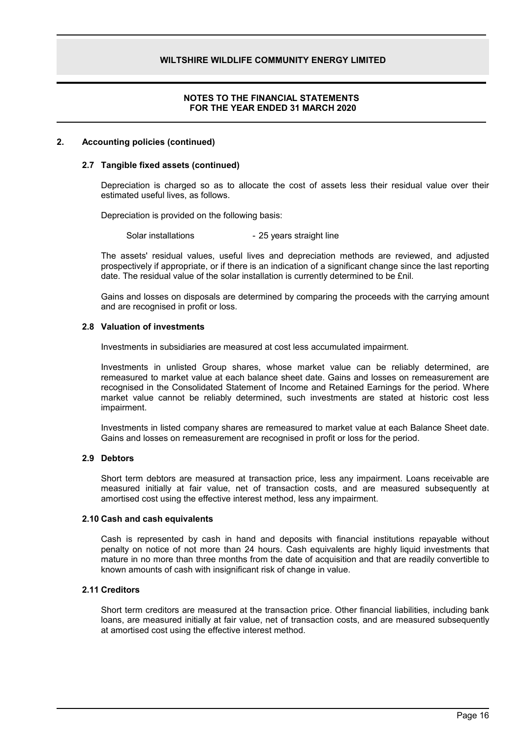## 2. Accounting policies (continued)

### 2.7 Tangible fixed assets (continued)

Depreciation is charged so as to allocate the cost of assets less their residual value over their estimated useful lives, as follows.

Depreciation is provided on the following basis:

Solar installations - 25 years straight line

The assets' residual values, useful lives and depreciation methods are reviewed, and adjusted prospectively if appropriate, or if there is an indication of a significant change since the last reporting date. The residual value of the solar installation is currently determined to be £nil.

Gains and losses on disposals are determined by comparing the proceeds with the carrying amount and are recognised in profit or loss.

### 2.8 Valuation of investments

Investments in subsidiaries are measured at cost less accumulated impairment.

Investments in unlisted Group shares, whose market value can be reliably determined, are remeasured to market value at each balance sheet date. Gains and losses on remeasurement are recognised in the Consolidated Statement of Income and Retained Earnings for the period. Where market value cannot be reliably determined, such investments are stated at historic cost less impairment.

Investments in listed company shares are remeasured to market value at each Balance Sheet date. Gains and losses on remeasurement are recognised in profit or loss for the period.

### 2.9 Debtors

Short term debtors are measured at transaction price, less any impairment. Loans receivable are measured initially at fair value, net of transaction costs, and are measured subsequently at amortised cost using the effective interest method, less any impairment.

### 2.10 Cash and cash equivalents

Cash is represented by cash in hand and deposits with financial institutions repayable without penalty on notice of not more than 24 hours. Cash equivalents are highly liquid investments that mature in no more than three months from the date of acquisition and that are readily convertible to known amounts of cash with insignificant risk of change in value.

### 2.11 Creditors

Short term creditors are measured at the transaction price. Other financial liabilities, including bank loans, are measured initially at fair value, net of transaction costs, and are measured subsequently at amortised cost using the effective interest method.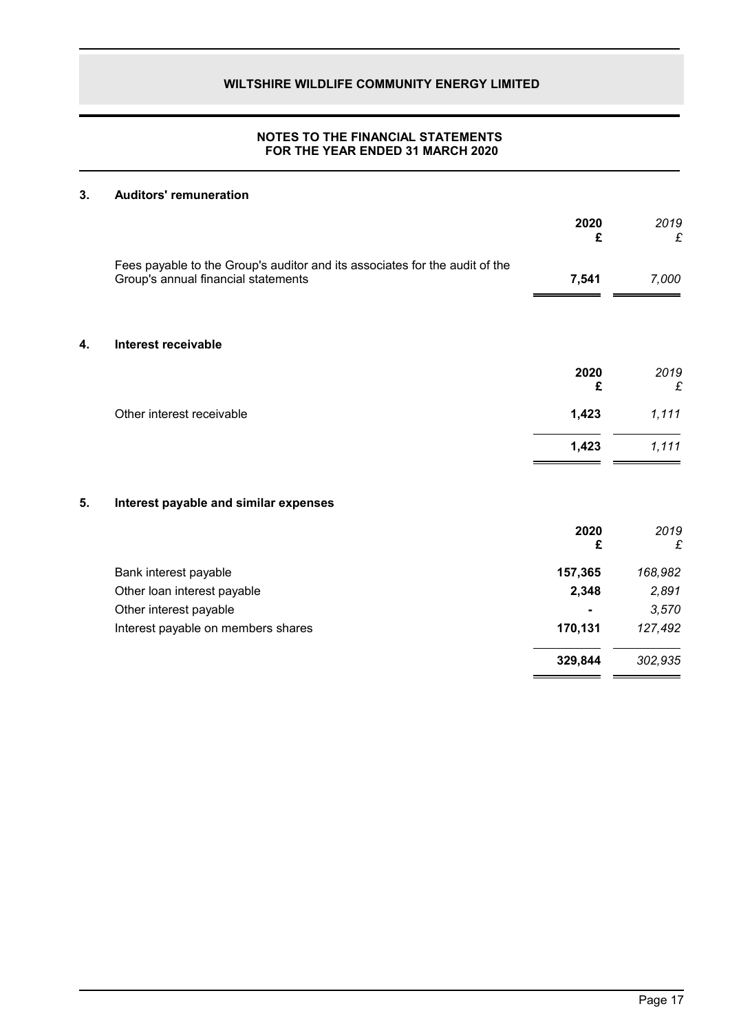**WILTSHIRE WILDLIFE COMMUNITY ENERGY LIMITED**

**NOTES TO THE FINANCIAL STATEMENTS**
**FOR THE YEAR ENDED 31 MARCH 2020**

## 3. Auditors' remuneration

| | 2020 £ | 2019 £ |
|---|---|---|
| Fees payable to the Group's auditor and its associates for the audit of the Group's annual financial statements | **7,541** | *7,000* |

## 4. Interest receivable

| | 2020 £ | 2019 £ |
|---|---|---|
| Other interest receivable | **1,423** | *1,111* |
| | **1,423** | *1,111* |

## 5. Interest payable and similar expenses

| | 2020 £ | 2019 £ |
|---|---|---|
| Bank interest payable | **157,365** | *168,982* |
| Other loan interest payable | **2,348** | *2,891* |
| Other interest payable | **-** | *3,570* |
| Interest payable on members shares | **170,131** | *127,492* |
| | **329,844** | *302,935* |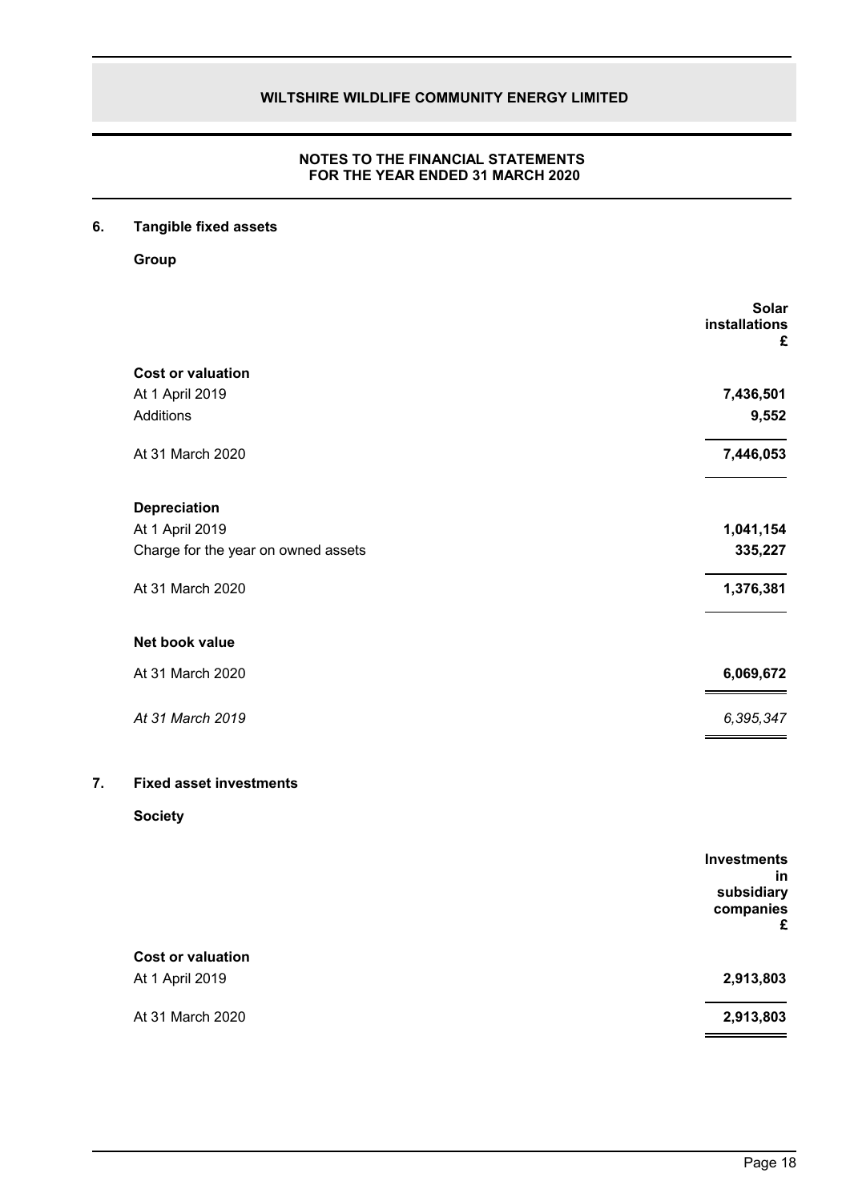## NOTES TO THE FINANCIAL STATEMENTS FOR THE YEAR ENDED 31 MARCH 2020

### 6. Tangible fixed assets

**Group**

| | Solar installations £ |
|---|---|
| **Cost or valuation** | |
| At 1 April 2019 | **7,436,501** |
| Additions | **9,552** |
| At 31 March 2020 | **7,446,053** |
| **Depreciation** | |
| At 1 April 2019 | **1,041,154** |
| Charge for the year on owned assets | **335,227** |
| At 31 March 2020 | **1,376,381** |
| **Net book value** | |
| At 31 March 2020 | **6,069,672** |
| *At 31 March 2019* | *6,395,347* |

### 7. Fixed asset investments

**Society**

| | Investments in subsidiary companies £ |
|---|---|
| **Cost or valuation** | |
| At 1 April 2019 | **2,913,803** |
| At 31 March 2020 | **2,913,803** |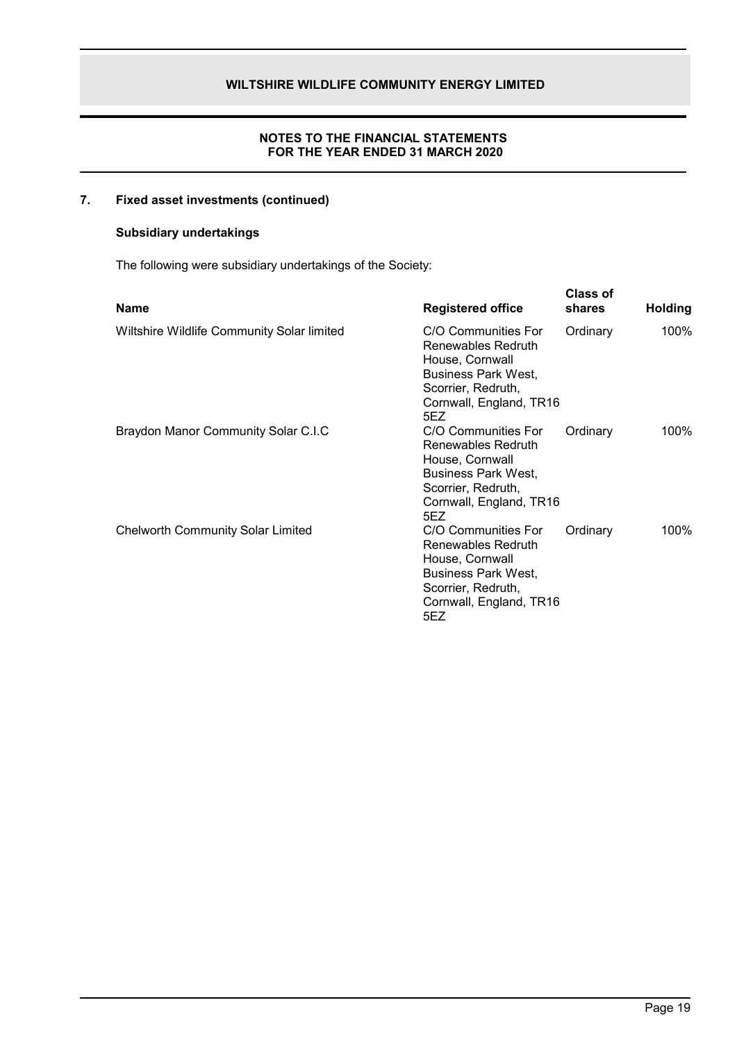## 7. Fixed asset investments (continued)

### Subsidiary undertakings

The following were subsidiary undertakings of the Society:

| Name | Registered office | Class of shares | Holding |
|---|---|---|---|
| Wiltshire Wildlife Community Solar limited | C/O Communities For Renewables Redruth House, Cornwall Business Park West, Scorrier, Redruth, Cornwall, England, TR16 5EZ | Ordinary | 100% |
| Braydon Manor Community Solar C.I.C | C/O Communities For Renewables Redruth House, Cornwall Business Park West, Scorrier, Redruth, Cornwall, England, TR16 5EZ | Ordinary | 100% |
| Chelworth Community Solar Limited | C/O Communities For Renewables Redruth House, Cornwall Business Park West, Scorrier, Redruth, Cornwall, England, TR16 5EZ | Ordinary | 100% |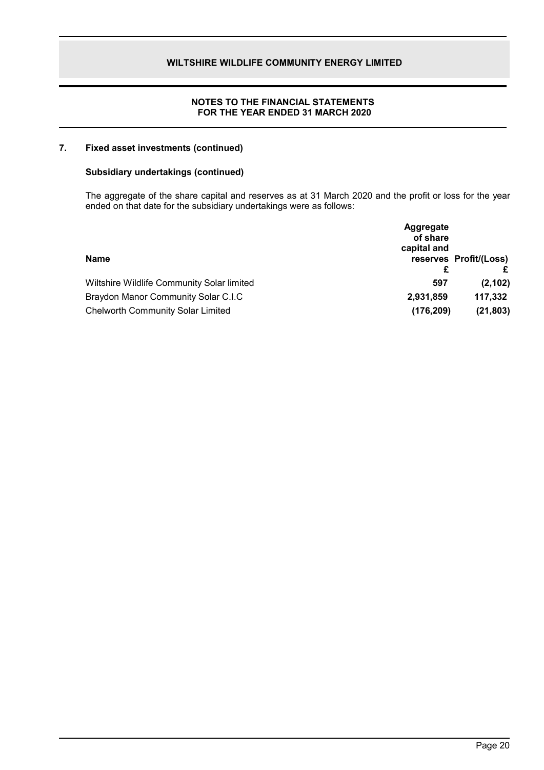### 7. Fixed asset investments (continued)

**Subsidiary undertakings (continued)**

The aggregate of the share capital and reserves as at 31 March 2020 and the profit or loss for the year ended on that date for the subsidiary undertakings were as follows:

| Name | Aggregate of share capital and reserves £ | Profit/(Loss) £ |
|---|---|---|
| Wiltshire Wildlife Community Solar limited | **597** | **(2,102)** |
| Braydon Manor Community Solar C.I.C | **2,931,859** | **117,332** |
| Chelworth Community Solar Limited | **(176,209)** | **(21,803)** |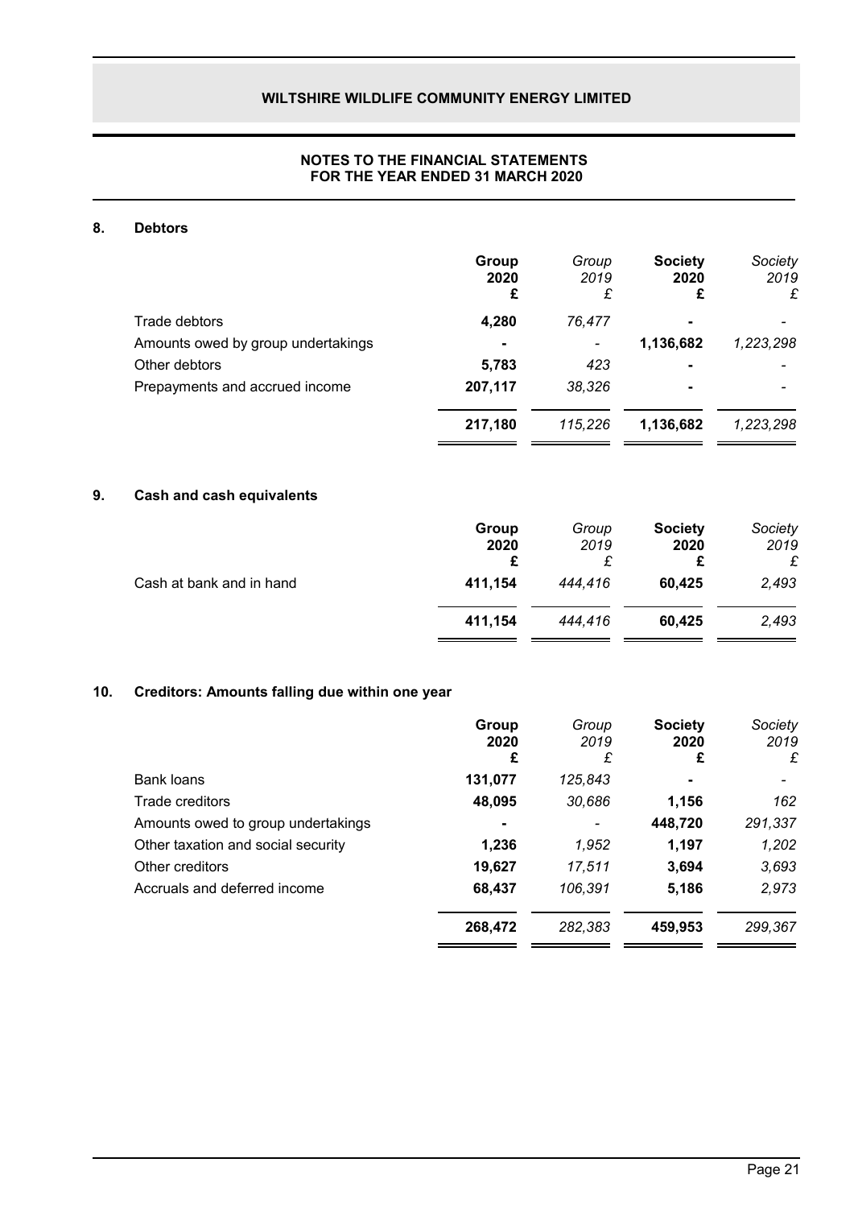## 8. Debtors

| | Group 2020 £ | Group 2019 £ | Society 2020 £ | Society 2019 £ |
|---|---|---|---|---|
| Trade debtors | 4,280 | 76,477 | - | - |
| Amounts owed by group undertakings | - | - | 1,136,682 | 1,223,298 |
| Other debtors | 5,783 | 423 | - | - |
| Prepayments and accrued income | 207,117 | 38,326 | - | - |
| | 217,180 | 115,226 | 1,136,682 | 1,223,298 |

## 9. Cash and cash equivalents

| | Group 2020 £ | Group 2019 £ | Society 2020 £ | Society 2019 £ |
|---|---|---|---|---|
| Cash at bank and in hand | 411,154 | 444,416 | 60,425 | 2,493 |
| | 411,154 | 444,416 | 60,425 | 2,493 |

## 10. Creditors: Amounts falling due within one year

| | Group 2020 £ | Group 2019 £ | Society 2020 £ | Society 2019 £ |
|---|---|---|---|---|
| Bank loans | 131,077 | 125,843 | - | - |
| Trade creditors | 48,095 | 30,686 | 1,156 | 162 |
| Amounts owed to group undertakings | - | - | 448,720 | 291,337 |
| Other taxation and social security | 1,236 | 1,952 | 1,197 | 1,202 |
| Other creditors | 19,627 | 17,511 | 3,694 | 3,693 |
| Accruals and deferred income | 68,437 | 106,391 | 5,186 | 2,973 |
| | 268,472 | 282,383 | 459,953 | 299,367 |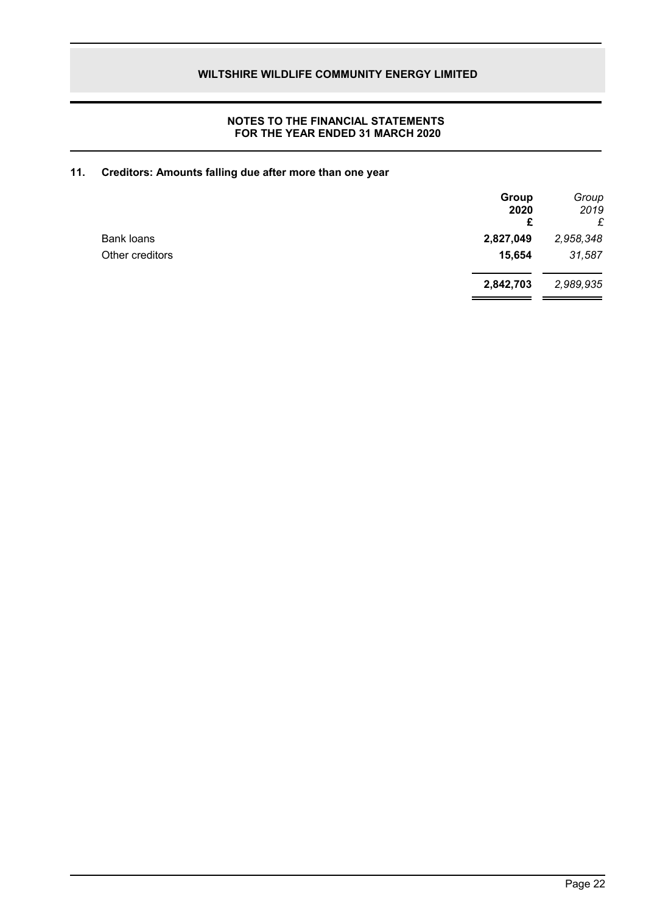## 11. Creditors: Amounts falling due after more than one year

| | Group 2020 £ | *Group 2019 £* |
|---|---|---|
| Bank loans | **2,827,049** | *2,958,348* |
| Other creditors | **15,654** | *31,587* |
| | **2,842,703** | *2,989,935* |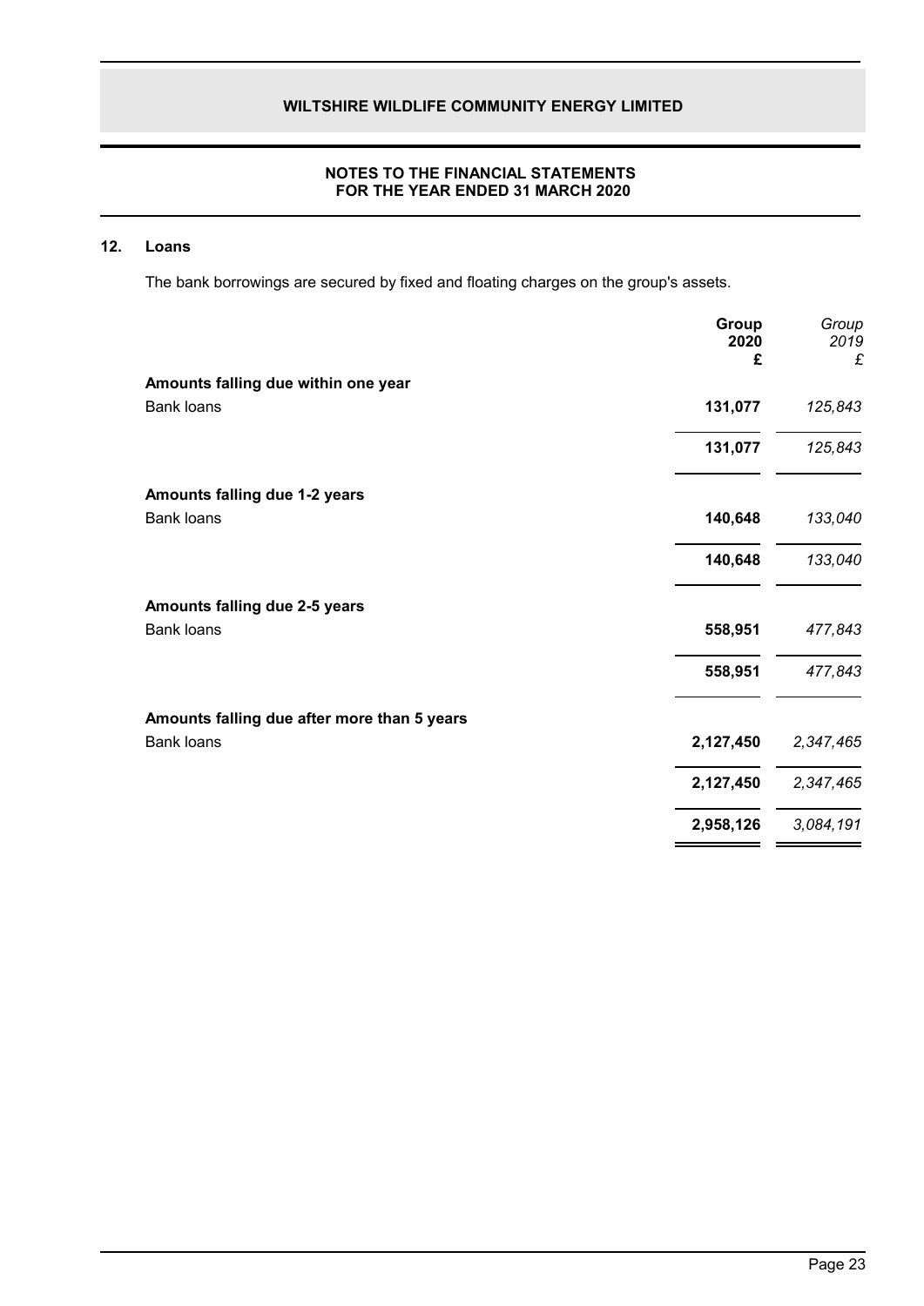## 12. Loans

The bank borrowings are secured by fixed and floating charges on the group's assets.

| | **Group 2020 £** | *Group 2019 £* |
|---|---|---|
| **Amounts falling due within one year** | | |
| Bank loans | **131,077** | *125,843* |
| | **131,077** | *125,843* |
| **Amounts falling due 1-2 years** | | |
| Bank loans | **140,648** | *133,040* |
| | **140,648** | *133,040* |
| **Amounts falling due 2-5 years** | | |
| Bank loans | **558,951** | *477,843* |
| | **558,951** | *477,843* |
| **Amounts falling due after more than 5 years** | | |
| Bank loans | **2,127,450** | *2,347,465* |
| | **2,127,450** | *2,347,465* |
| | **2,958,126** | *3,084,191* |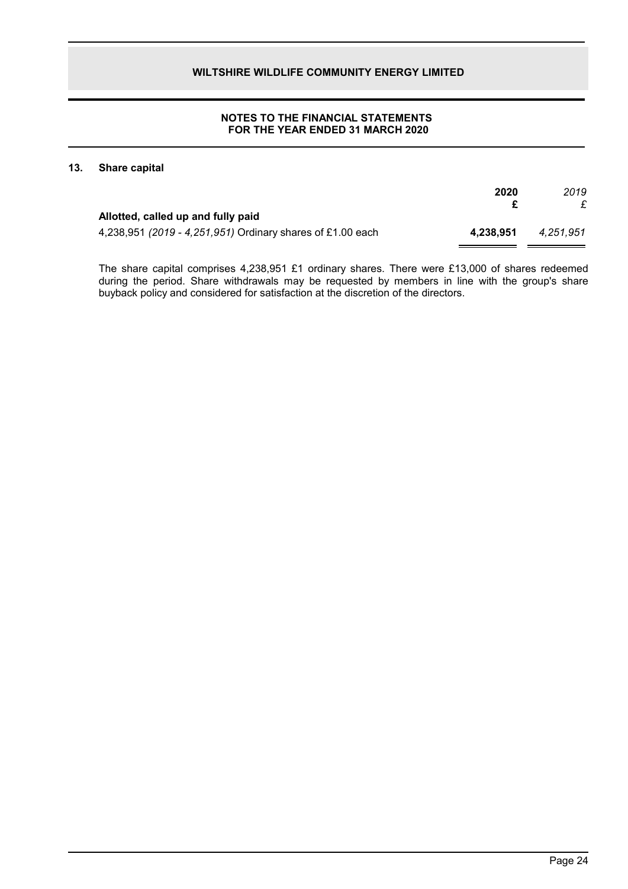**WILTSHIRE WILDLIFE COMMUNITY ENERGY LIMITED**

**NOTES TO THE FINANCIAL STATEMENTS FOR THE YEAR ENDED 31 MARCH 2020**

## 13. Share capital

| | 2020 £ | *2019 £* |
|---|---|---|
| **Allotted, called up and fully paid** | | |
| 4,238,951 *(2019 - 4,251,951)* Ordinary shares of £1.00 each | **4,238,951** | *4,251,951* |

The share capital comprises 4,238,951 £1 ordinary shares. There were £13,000 of shares redeemed during the period. Share withdrawals may be requested by members in line with the group's share buyback policy and considered for satisfaction at the discretion of the directors.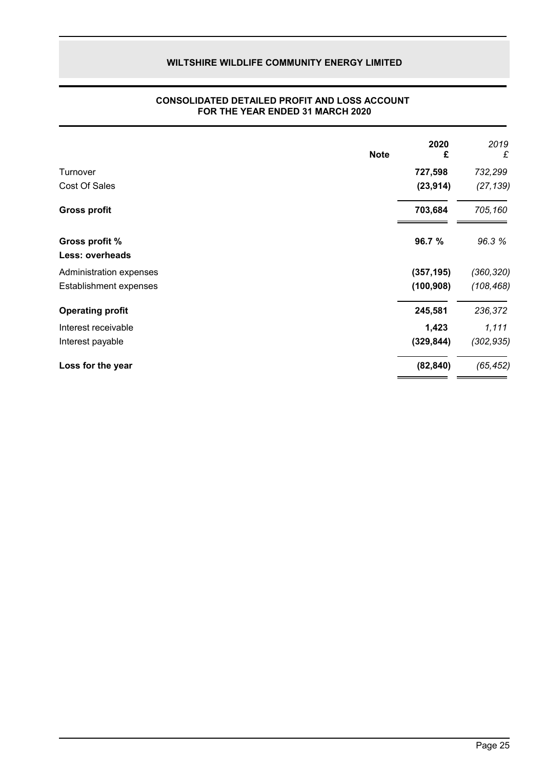# WILTSHIRE WILDLIFE COMMUNITY ENERGY LIMITED

## CONSOLIDATED DETAILED PROFIT AND LOSS ACCOUNT FOR THE YEAR ENDED 31 MARCH 2020

| | Note | 2020 £ | *2019 £* |
|---|---|---|---|
| Turnover | | **727,598** | *732,299* |
| Cost Of Sales | | **(23,914)** | *(27,139)* |
| **Gross profit** | | **703,684** | *705,160* |
| **Gross profit %** | | **96.7 %** | *96.3 %* |
| **Less: overheads** | | | |
| Administration expenses | | **(357,195)** | *(360,320)* |
| Establishment expenses | | **(100,908)** | *(108,468)* |
| **Operating profit** | | **245,581** | *236,372* |
| Interest receivable | | **1,423** | *1,111* |
| Interest payable | | **(329,844)** | *(302,935)* |
| **Loss for the year** | | **(82,840)** | *(65,452)* |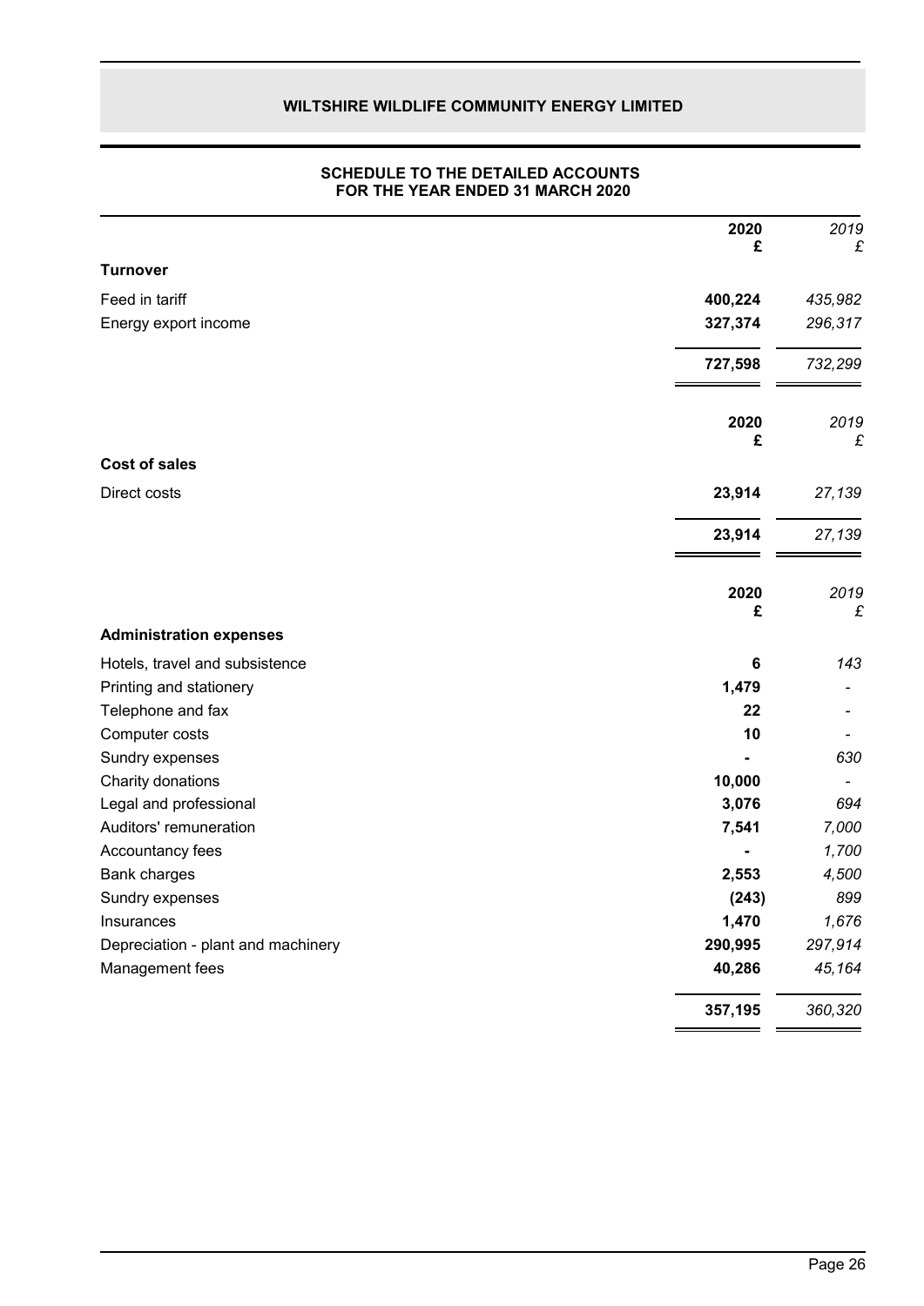## WILTSHIRE WILDLIFE COMMUNITY ENERGY LIMITED

### SCHEDULE TO THE DETAILED ACCOUNTS FOR THE YEAR ENDED 31 MARCH 2020

| | 2020 £ | *2019 £* |
|---|---|---|
| **Turnover** | | |
| Feed in tariff | **400,224** | *435,982* |
| Energy export income | **327,374** | *296,317* |
| | **727,598** | *732,299* |

| | 2020 £ | *2019 £* |
|---|---|---|
| **Cost of sales** | | |
| Direct costs | **23,914** | *27,139* |
| | **23,914** | *27,139* |

| | 2020 £ | *2019 £* |
|---|---|---|
| **Administration expenses** | | |
| Hotels, travel and subsistence | **6** | *143* |
| Printing and stationery | **1,479** | *-* |
| Telephone and fax | **22** | *-* |
| Computer costs | **10** | *-* |
| Sundry expenses | **-** | *630* |
| Charity donations | **10,000** | *-* |
| Legal and professional | **3,076** | *694* |
| Auditors' remuneration | **7,541** | *7,000* |
| Accountancy fees | **-** | *1,700* |
| Bank charges | **2,553** | *4,500* |
| Sundry expenses | **(243)** | *899* |
| Insurances | **1,470** | *1,676* |
| Depreciation - plant and machinery | **290,995** | *297,914* |
| Management fees | **40,286** | *45,164* |
| | **357,195** | *360,320* |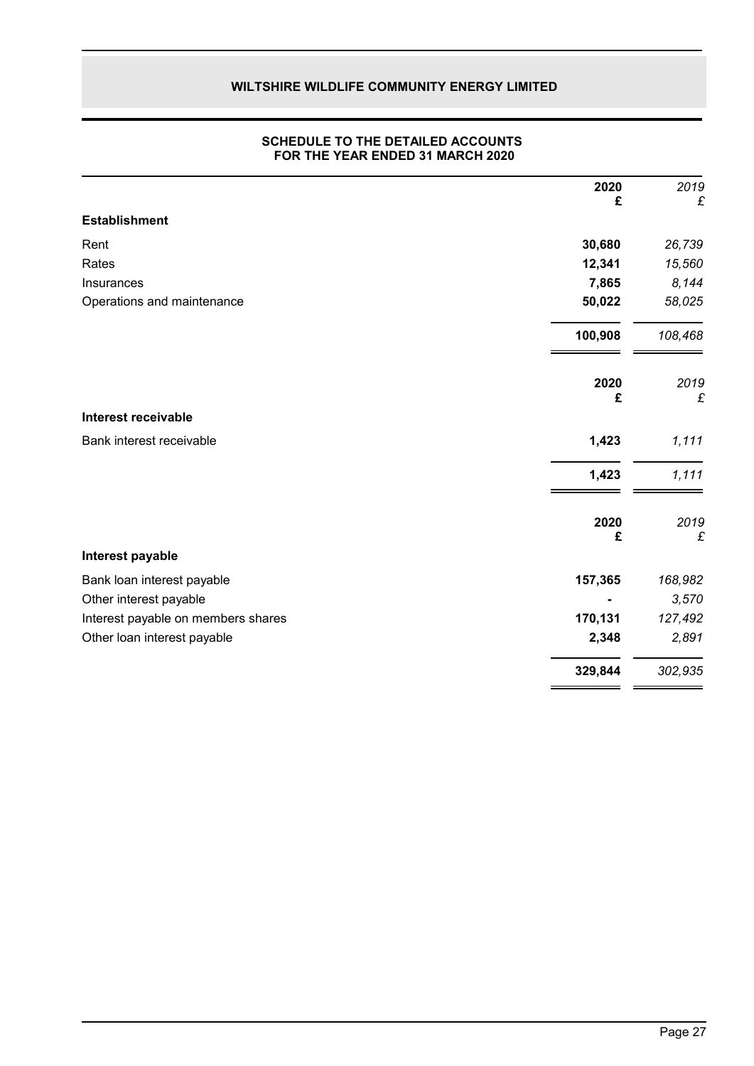**WILTSHIRE WILDLIFE COMMUNITY ENERGY LIMITED**

## SCHEDULE TO THE DETAILED ACCOUNTS
## FOR THE YEAR ENDED 31 MARCH 2020

| | 2020 £ | 2019 £ |
|---|---|---|
| **Establishment** | | |
| Rent | 30,680 | 26,739 |
| Rates | 12,341 | 15,560 |
| Insurances | 7,865 | 8,144 |
| Operations and maintenance | 50,022 | 58,025 |
| | 100,908 | 108,468 |

| | 2020 £ | 2019 £ |
|---|---|---|
| **Interest receivable** | | |
| Bank interest receivable | 1,423 | 1,111 |
| | 1,423 | 1,111 |

| | 2020 £ | 2019 £ |
|---|---|---|
| **Interest payable** | | |
| Bank loan interest payable | 157,365 | 168,982 |
| Other interest payable | - | 3,570 |
| Interest payable on members shares | 170,131 | 127,492 |
| Other loan interest payable | 2,348 | 2,891 |
| | 329,844 | 302,935 |